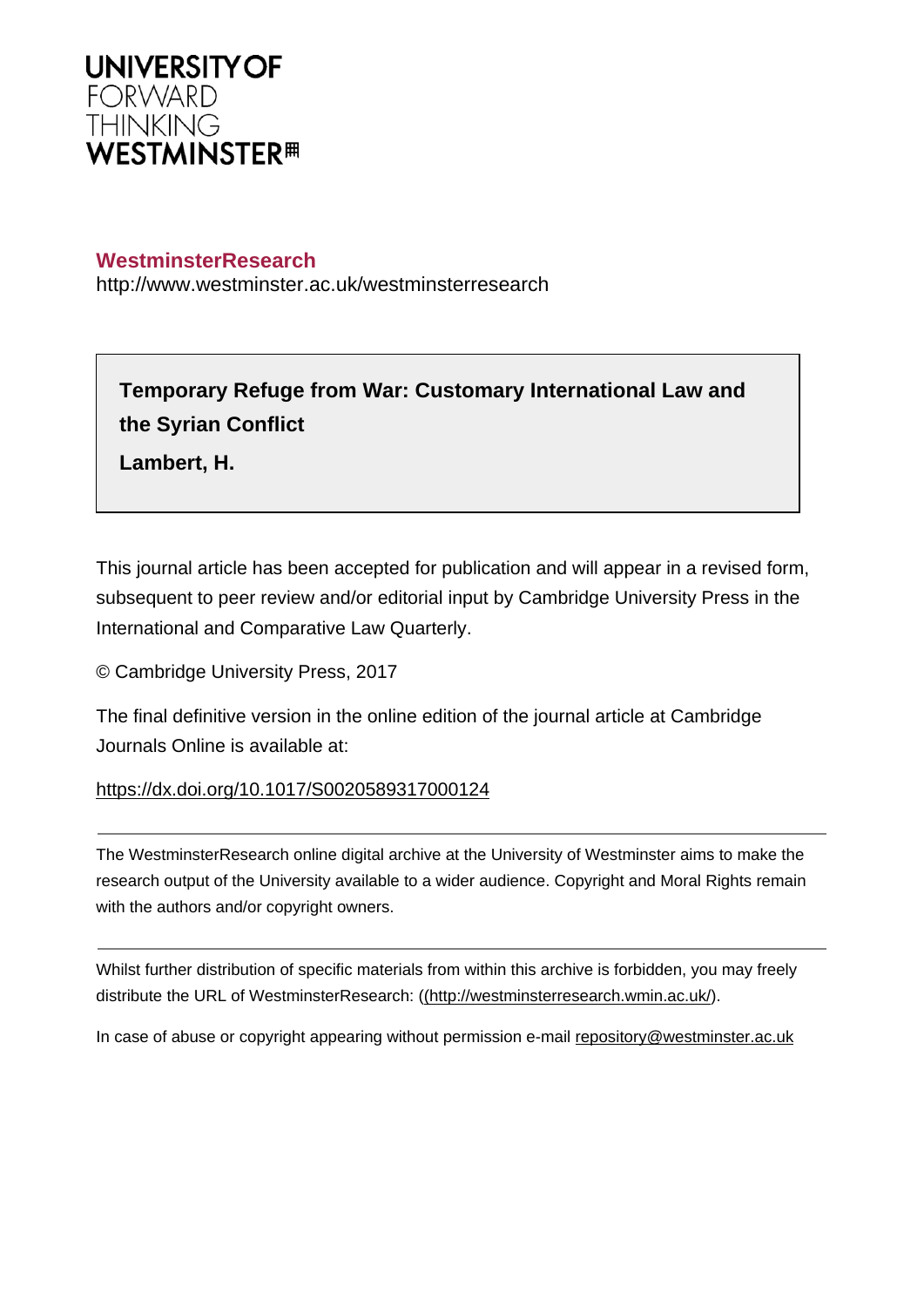UNIVERSITY OF
FORWARD
THINKING
WESTMINSTER

**WestminsterResearch**
http://www.westminster.ac.uk/westminsterresearch

**Temporary Refuge from War: Customary International Law and the Syrian Conflict**

**Lambert, H.**

This journal article has been accepted for publication and will appear in a revised form, subsequent to peer review and/or editorial input by Cambridge University Press in the International and Comparative Law Quarterly.

© Cambridge University Press, 2017

The final definitive version in the online edition of the journal article at Cambridge Journals Online is available at:

https://dx.doi.org/10.1017/S0020589317000124

---

The WestminsterResearch online digital archive at the University of Westminster aims to make the research output of the University available to a wider audience. Copyright and Moral Rights remain with the authors and/or copyright owners.

---

Whilst further distribution of specific materials from within this archive is forbidden, you may freely distribute the URL of WestminsterResearch: ((http://westminsterresearch.wmin.ac.uk/).

In case of abuse or copyright appearing without permission e-mail repository@westminster.ac.uk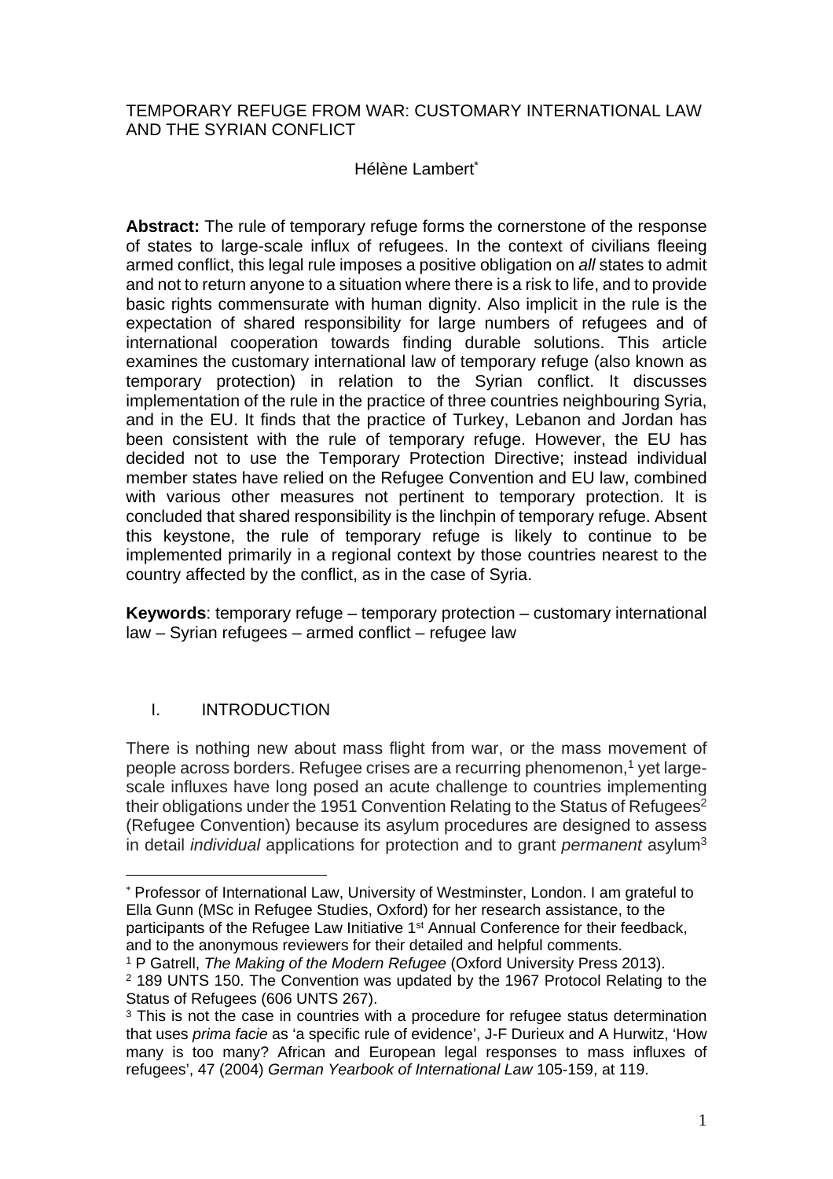TEMPORARY REFUGE FROM WAR: CUSTOMARY INTERNATIONAL LAW AND THE SYRIAN CONFLICT

Hélène Lambert*

**Abstract:** The rule of temporary refuge forms the cornerstone of the response of states to large-scale influx of refugees. In the context of civilians fleeing armed conflict, this legal rule imposes a positive obligation on *all* states to admit and not to return anyone to a situation where there is a risk to life, and to provide basic rights commensurate with human dignity. Also implicit in the rule is the expectation of shared responsibility for large numbers of refugees and of international cooperation towards finding durable solutions. This article examines the customary international law of temporary refuge (also known as temporary protection) in relation to the Syrian conflict. It discusses implementation of the rule in the practice of three countries neighbouring Syria, and in the EU. It finds that the practice of Turkey, Lebanon and Jordan has been consistent with the rule of temporary refuge. However, the EU has decided not to use the Temporary Protection Directive; instead individual member states have relied on the Refugee Convention and EU law, combined with various other measures not pertinent to temporary protection. It is concluded that shared responsibility is the linchpin of temporary refuge. Absent this keystone, the rule of temporary refuge is likely to continue to be implemented primarily in a regional context by those countries nearest to the country affected by the conflict, as in the case of Syria.

**Keywords**: temporary refuge – temporary protection – customary international law – Syrian refugees – armed conflict – refugee law

## I. INTRODUCTION

There is nothing new about mass flight from war, or the mass movement of people across borders. Refugee crises are a recurring phenomenon,[1] yet large-scale influxes have long posed an acute challenge to countries implementing their obligations under the 1951 Convention Relating to the Status of Refugees[2] (Refugee Convention) because its asylum procedures are designed to assess in detail *individual* applications for protection and to grant *permanent* asylum[3]

---

* Professor of International Law, University of Westminster, London. I am grateful to Ella Gunn (MSc in Refugee Studies, Oxford) for her research assistance, to the participants of the Refugee Law Initiative 1st Annual Conference for their feedback, and to the anonymous reviewers for their detailed and helpful comments.

[1] P Gatrell, *The Making of the Modern Refugee* (Oxford University Press 2013).

[2] 189 UNTS 150. The Convention was updated by the 1967 Protocol Relating to the Status of Refugees (606 UNTS 267).

[3] This is not the case in countries with a procedure for refugee status determination that uses *prima facie* as 'a specific rule of evidence', J-F Durieux and A Hurwitz, 'How many is too many? African and European legal responses to mass influxes of refugees', 47 (2004) *German Yearbook of International Law* 105-159, at 119.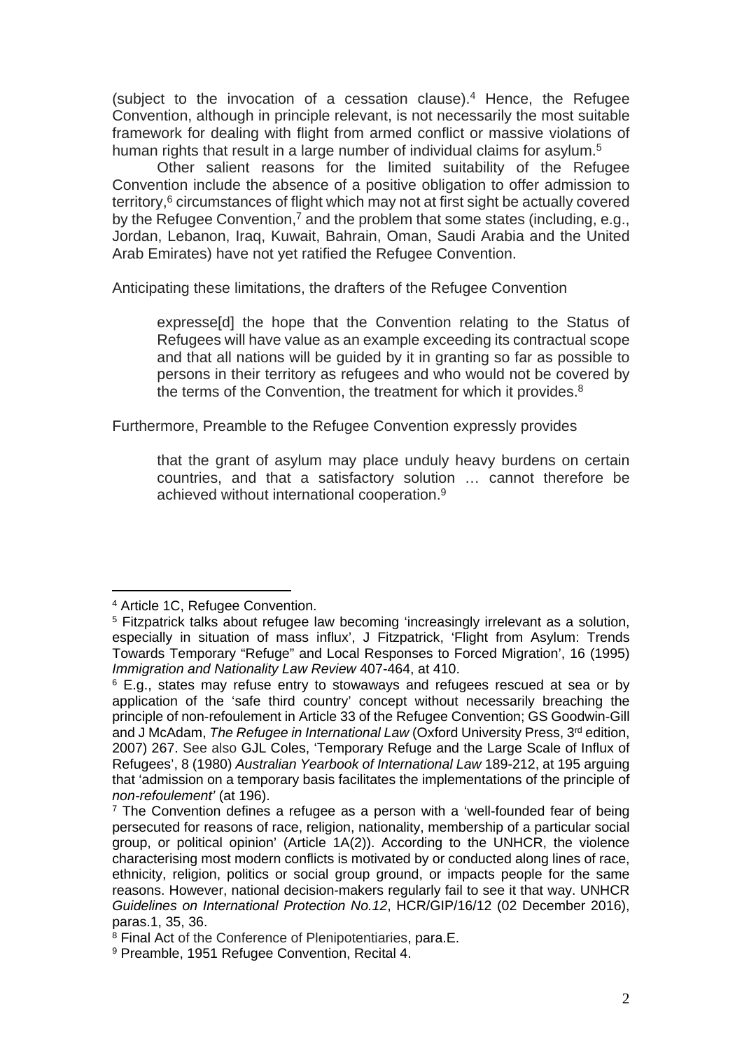(subject to the invocation of a cessation clause).[4] Hence, the Refugee Convention, although in principle relevant, is not necessarily the most suitable framework for dealing with flight from armed conflict or massive violations of human rights that result in a large number of individual claims for asylum.[5]

Other salient reasons for the limited suitability of the Refugee Convention include the absence of a positive obligation to offer admission to territory,[6] circumstances of flight which may not at first sight be actually covered by the Refugee Convention,[7] and the problem that some states (including, e.g., Jordan, Lebanon, Iraq, Kuwait, Bahrain, Oman, Saudi Arabia and the United Arab Emirates) have not yet ratified the Refugee Convention.

Anticipating these limitations, the drafters of the Refugee Convention

> expresse[d] the hope that the Convention relating to the Status of Refugees will have value as an example exceeding its contractual scope and that all nations will be guided by it in granting so far as possible to persons in their territory as refugees and who would not be covered by the terms of the Convention, the treatment for which it provides.[8]

Furthermore, Preamble to the Refugee Convention expressly provides

> that the grant of asylum may place unduly heavy burdens on certain countries, and that a satisfactory solution … cannot therefore be achieved without international cooperation.[9]

---

[4] Article 1C, Refugee Convention.

[5] Fitzpatrick talks about refugee law becoming 'increasingly irrelevant as a solution, especially in situation of mass influx', J Fitzpatrick, 'Flight from Asylum: Trends Towards Temporary "Refuge" and Local Responses to Forced Migration', 16 (1995) *Immigration and Nationality Law Review* 407-464, at 410.

[6] E.g., states may refuse entry to stowaways and refugees rescued at sea or by application of the 'safe third country' concept without necessarily breaching the principle of non-refoulement in Article 33 of the Refugee Convention; GS Goodwin-Gill and J McAdam, *The Refugee in International Law* (Oxford University Press, 3rd edition, 2007) 267. See also GJL Coles, 'Temporary Refuge and the Large Scale of Influx of Refugees', 8 (1980) *Australian Yearbook of International Law* 189-212, at 195 arguing that 'admission on a temporary basis facilitates the implementations of the principle of *non-refoulement'* (at 196).

[7] The Convention defines a refugee as a person with a 'well-founded fear of being persecuted for reasons of race, religion, nationality, membership of a particular social group, or political opinion' (Article 1A(2)). According to the UNHCR, the violence characterising most modern conflicts is motivated by or conducted along lines of race, ethnicity, religion, politics or social group ground, or impacts people for the same reasons. However, national decision-makers regularly fail to see it that way. UNHCR *Guidelines on International Protection No.12*, HCR/GIP/16/12 (02 December 2016), paras.1, 35, 36.

[8] Final Act of the Conference of Plenipotentiaries, para.E.

[9] Preamble, 1951 Refugee Convention, Recital 4.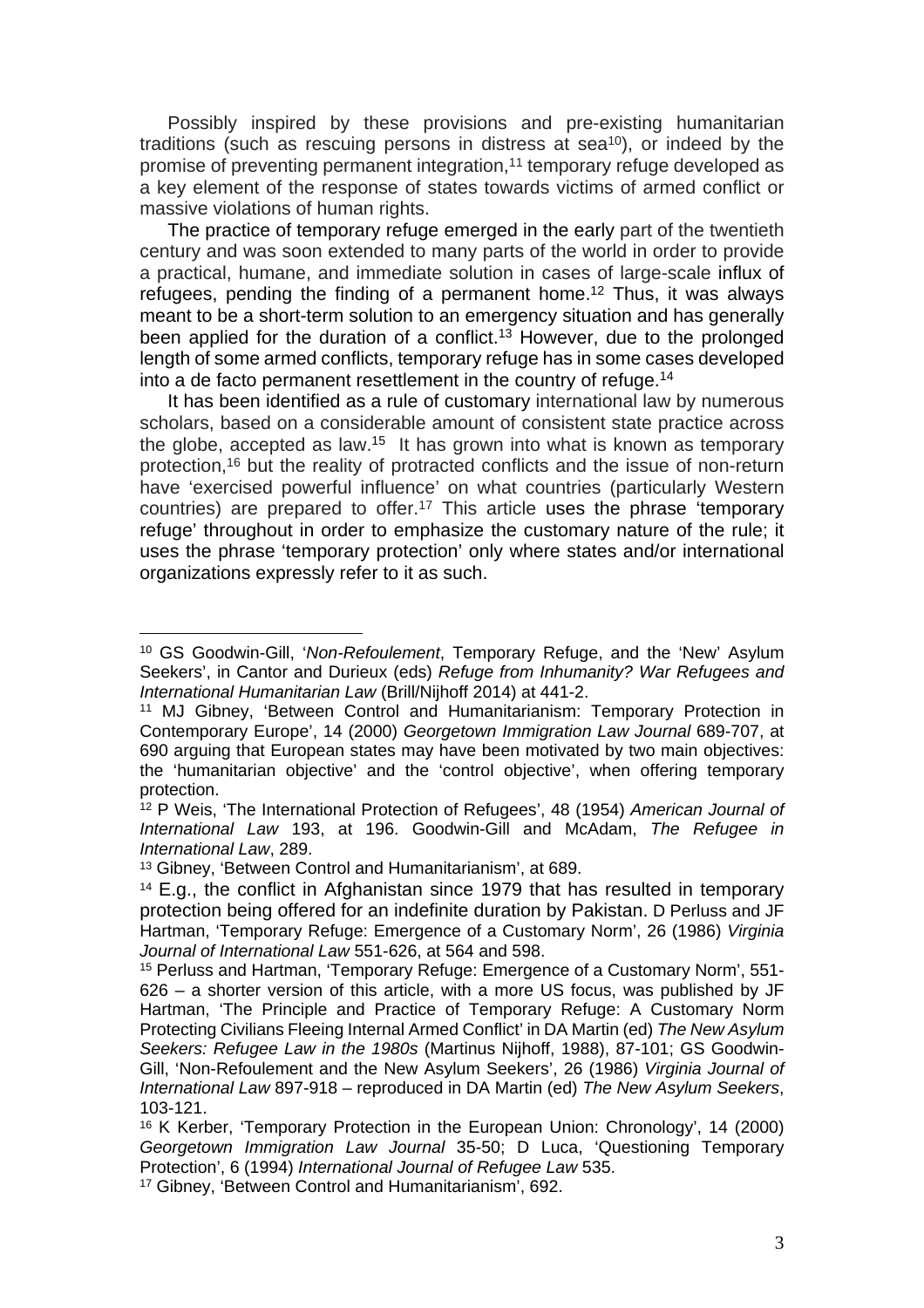Possibly inspired by these provisions and pre-existing humanitarian traditions (such as rescuing persons in distress at sea[10]), or indeed by the promise of preventing permanent integration,[11] temporary refuge developed as a key element of the response of states towards victims of armed conflict or massive violations of human rights.

The practice of temporary refuge emerged in the early part of the twentieth century and was soon extended to many parts of the world in order to provide a practical, humane, and immediate solution in cases of large-scale influx of refugees, pending the finding of a permanent home.[12] Thus, it was always meant to be a short-term solution to an emergency situation and has generally been applied for the duration of a conflict.[13] However, due to the prolonged length of some armed conflicts, temporary refuge has in some cases developed into a de facto permanent resettlement in the country of refuge.[14]

It has been identified as a rule of customary international law by numerous scholars, based on a considerable amount of consistent state practice across the globe, accepted as law.[15] It has grown into what is known as temporary protection,[16] but the reality of protracted conflicts and the issue of non-return have 'exercised powerful influence' on what countries (particularly Western countries) are prepared to offer.[17] This article uses the phrase 'temporary refuge' throughout in order to emphasize the customary nature of the rule; it uses the phrase 'temporary protection' only where states and/or international organizations expressly refer to it as such.

---

[10] GS Goodwin-Gill, '*Non-Refoulement*, Temporary Refuge, and the 'New' Asylum Seekers', in Cantor and Durieux (eds) *Refuge from Inhumanity? War Refugees and International Humanitarian Law* (Brill/Nijhoff 2014) at 441-2.

[11] MJ Gibney, 'Between Control and Humanitarianism: Temporary Protection in Contemporary Europe', 14 (2000) *Georgetown Immigration Law Journal* 689-707, at 690 arguing that European states may have been motivated by two main objectives: the 'humanitarian objective' and the 'control objective', when offering temporary protection.

[12] P Weis, 'The International Protection of Refugees', 48 (1954) *American Journal of International Law* 193, at 196. Goodwin-Gill and McAdam, *The Refugee in International Law*, 289.

[13] Gibney, 'Between Control and Humanitarianism', at 689.

[14] E.g., the conflict in Afghanistan since 1979 that has resulted in temporary protection being offered for an indefinite duration by Pakistan. D Perluss and JF Hartman, 'Temporary Refuge: Emergence of a Customary Norm', 26 (1986) *Virginia Journal of International Law* 551-626, at 564 and 598.

[15] Perluss and Hartman, 'Temporary Refuge: Emergence of a Customary Norm', 551-626 – a shorter version of this article, with a more US focus, was published by JF Hartman, 'The Principle and Practice of Temporary Refuge: A Customary Norm Protecting Civilians Fleeing Internal Armed Conflict' in DA Martin (ed) *The New Asylum Seekers: Refugee Law in the 1980s* (Martinus Nijhoff, 1988), 87-101; GS Goodwin-Gill, 'Non-Refoulement and the New Asylum Seekers', 26 (1986) *Virginia Journal of International Law* 897-918 – reproduced in DA Martin (ed) *The New Asylum Seekers*, 103-121.

[16] K Kerber, 'Temporary Protection in the European Union: Chronology', 14 (2000) *Georgetown Immigration Law Journal* 35-50; D Luca, 'Questioning Temporary Protection', 6 (1994) *International Journal of Refugee Law* 535.

[17] Gibney, 'Between Control and Humanitarianism', 692.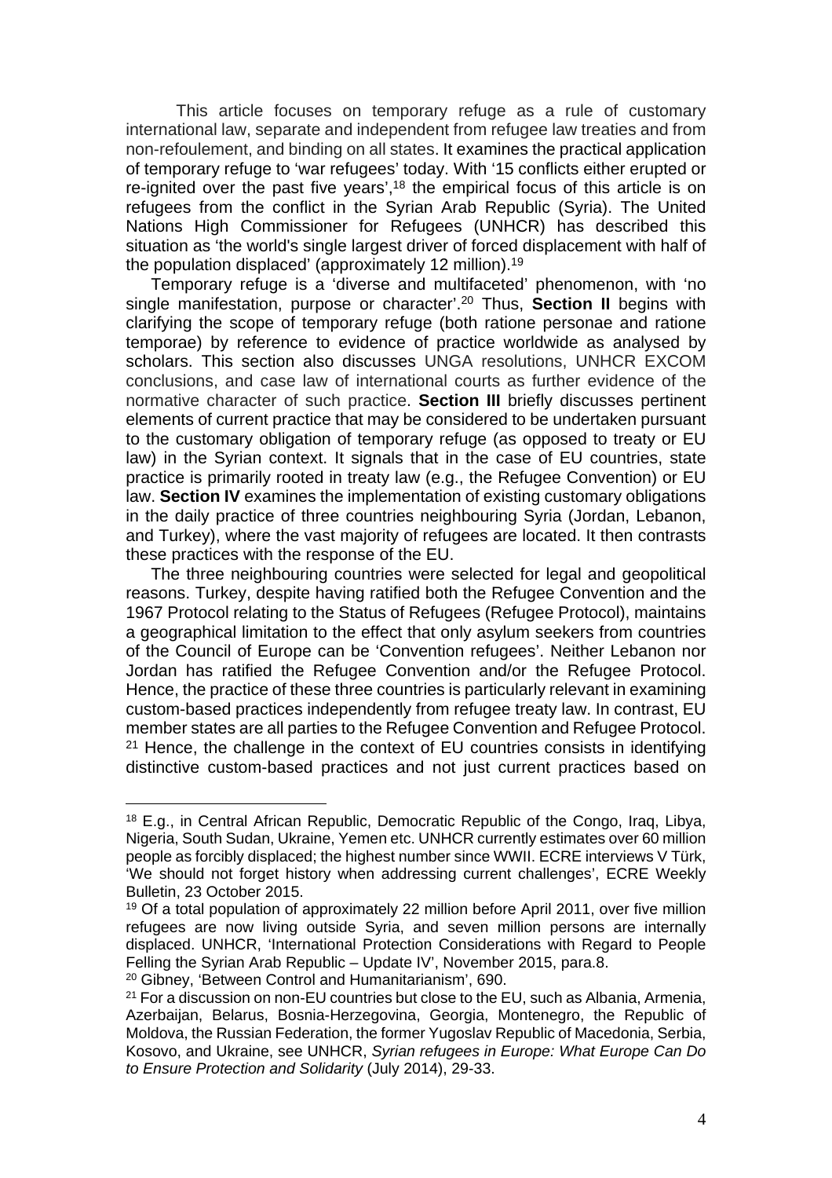This article focuses on temporary refuge as a rule of customary international law, separate and independent from refugee law treaties and from non-refoulement, and binding on all states. It examines the practical application of temporary refuge to 'war refugees' today. With '15 conflicts either erupted or re-ignited over the past five years',[18] the empirical focus of this article is on refugees from the conflict in the Syrian Arab Republic (Syria). The United Nations High Commissioner for Refugees (UNHCR) has described this situation as 'the world's single largest driver of forced displacement with half of the population displaced' (approximately 12 million).[19]

Temporary refuge is a 'diverse and multifaceted' phenomenon, with 'no single manifestation, purpose or character'.[20] Thus, **Section II** begins with clarifying the scope of temporary refuge (both ratione personae and ratione temporae) by reference to evidence of practice worldwide as analysed by scholars. This section also discusses UNGA resolutions, UNHCR EXCOM conclusions, and case law of international courts as further evidence of the normative character of such practice. **Section III** briefly discusses pertinent elements of current practice that may be considered to be undertaken pursuant to the customary obligation of temporary refuge (as opposed to treaty or EU law) in the Syrian context. It signals that in the case of EU countries, state practice is primarily rooted in treaty law (e.g., the Refugee Convention) or EU law. **Section IV** examines the implementation of existing customary obligations in the daily practice of three countries neighbouring Syria (Jordan, Lebanon, and Turkey), where the vast majority of refugees are located. It then contrasts these practices with the response of the EU.

The three neighbouring countries were selected for legal and geopolitical reasons. Turkey, despite having ratified both the Refugee Convention and the 1967 Protocol relating to the Status of Refugees (Refugee Protocol), maintains a geographical limitation to the effect that only asylum seekers from countries of the Council of Europe can be 'Convention refugees'. Neither Lebanon nor Jordan has ratified the Refugee Convention and/or the Refugee Protocol. Hence, the practice of these three countries is particularly relevant in examining custom-based practices independently from refugee treaty law. In contrast, EU member states are all parties to the Refugee Convention and Refugee Protocol. [21] Hence, the challenge in the context of EU countries consists in identifying distinctive custom-based practices and not just current practices based on

---

[18] E.g., in Central African Republic, Democratic Republic of the Congo, Iraq, Libya, Nigeria, South Sudan, Ukraine, Yemen etc. UNHCR currently estimates over 60 million people as forcibly displaced; the highest number since WWII. ECRE interviews V Türk, 'We should not forget history when addressing current challenges', ECRE Weekly Bulletin, 23 October 2015.

[19] Of a total population of approximately 22 million before April 2011, over five million refugees are now living outside Syria, and seven million persons are internally displaced. UNHCR, 'International Protection Considerations with Regard to People Felling the Syrian Arab Republic – Update IV', November 2015, para.8.

[20] Gibney, 'Between Control and Humanitarianism', 690.

[21] For a discussion on non-EU countries but close to the EU, such as Albania, Armenia, Azerbaijan, Belarus, Bosnia-Herzegovina, Georgia, Montenegro, the Republic of Moldova, the Russian Federation, the former Yugoslav Republic of Macedonia, Serbia, Kosovo, and Ukraine, see UNHCR, *Syrian refugees in Europe: What Europe Can Do to Ensure Protection and Solidarity* (July 2014), 29-33.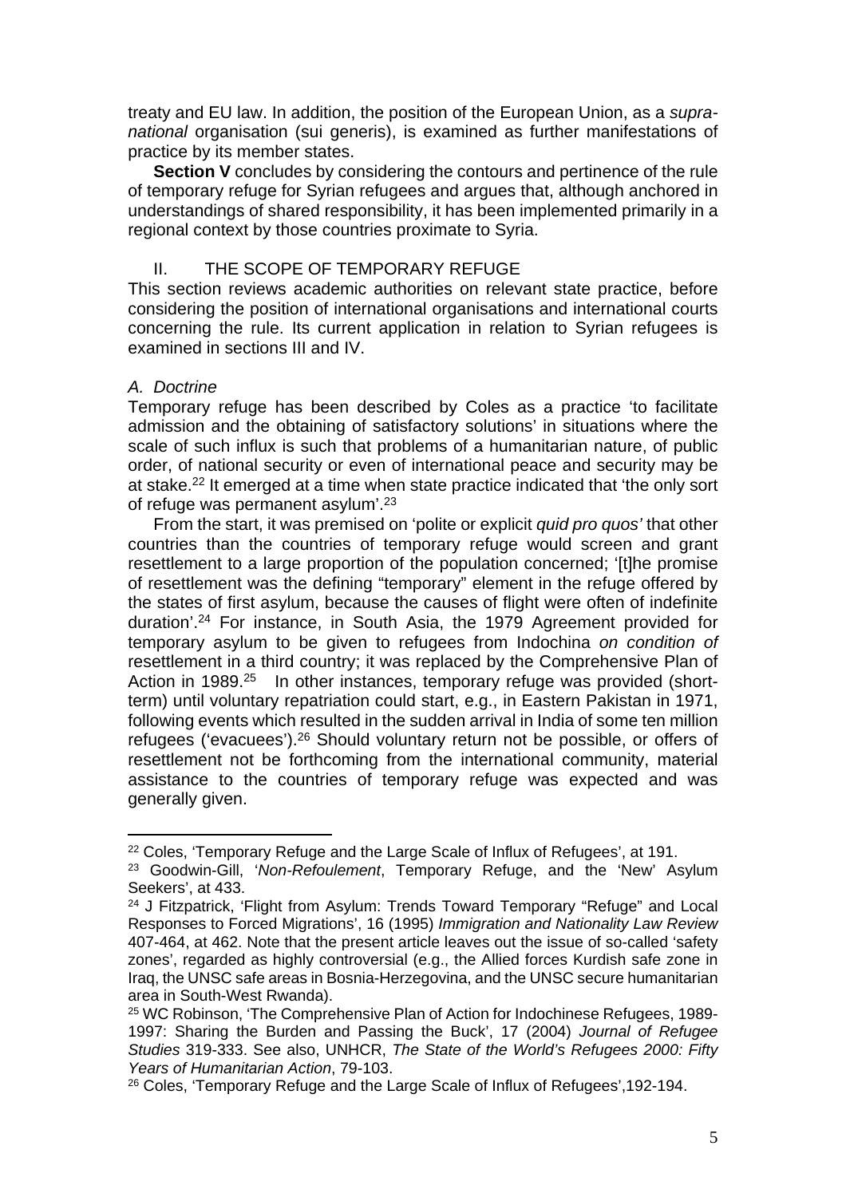treaty and EU law. In addition, the position of the European Union, as a *supra-national* organisation (sui generis), is examined as further manifestations of practice by its member states.

**Section V** concludes by considering the contours and pertinence of the rule of temporary refuge for Syrian refugees and argues that, although anchored in understandings of shared responsibility, it has been implemented primarily in a regional context by those countries proximate to Syria.

## II. THE SCOPE OF TEMPORARY REFUGE

This section reviews academic authorities on relevant state practice, before considering the position of international organisations and international courts concerning the rule. Its current application in relation to Syrian refugees is examined in sections III and IV.

### *A. Doctrine*

Temporary refuge has been described by Coles as a practice 'to facilitate admission and the obtaining of satisfactory solutions' in situations where the scale of such influx is such that problems of a humanitarian nature, of public order, of national security or even of international peace and security may be at stake.[22] It emerged at a time when state practice indicated that 'the only sort of refuge was permanent asylum'.[23]

From the start, it was premised on 'polite or explicit *quid pro quos'* that other countries than the countries of temporary refuge would screen and grant resettlement to a large proportion of the population concerned; '[t]he promise of resettlement was the defining "temporary" element in the refuge offered by the states of first asylum, because the causes of flight were often of indefinite duration'.[24] For instance, in South Asia, the 1979 Agreement provided for temporary asylum to be given to refugees from Indochina *on condition of* resettlement in a third country; it was replaced by the Comprehensive Plan of Action in 1989.[25] In other instances, temporary refuge was provided (short-term) until voluntary repatriation could start, e.g., in Eastern Pakistan in 1971, following events which resulted in the sudden arrival in India of some ten million refugees ('evacuees').[26] Should voluntary return not be possible, or offers of resettlement not be forthcoming from the international community, material assistance to the countries of temporary refuge was expected and was generally given.

---

[22] Coles, 'Temporary Refuge and the Large Scale of Influx of Refugees', at 191.

[23] Goodwin-Gill, '*Non-Refoulement*, Temporary Refuge, and the 'New' Asylum Seekers', at 433.

[24] J Fitzpatrick, 'Flight from Asylum: Trends Toward Temporary "Refuge" and Local Responses to Forced Migrations', 16 (1995) *Immigration and Nationality Law Review* 407-464, at 462. Note that the present article leaves out the issue of so-called 'safety zones', regarded as highly controversial (e.g., the Allied forces Kurdish safe zone in Iraq, the UNSC safe areas in Bosnia-Herzegovina, and the UNSC secure humanitarian area in South-West Rwanda).

[25] WC Robinson, 'The Comprehensive Plan of Action for Indochinese Refugees, 1989-1997: Sharing the Burden and Passing the Buck', 17 (2004) *Journal of Refugee Studies* 319-333. See also, UNHCR, *The State of the World's Refugees 2000: Fifty Years of Humanitarian Action*, 79-103.

[26] Coles, 'Temporary Refuge and the Large Scale of Influx of Refugees',192-194.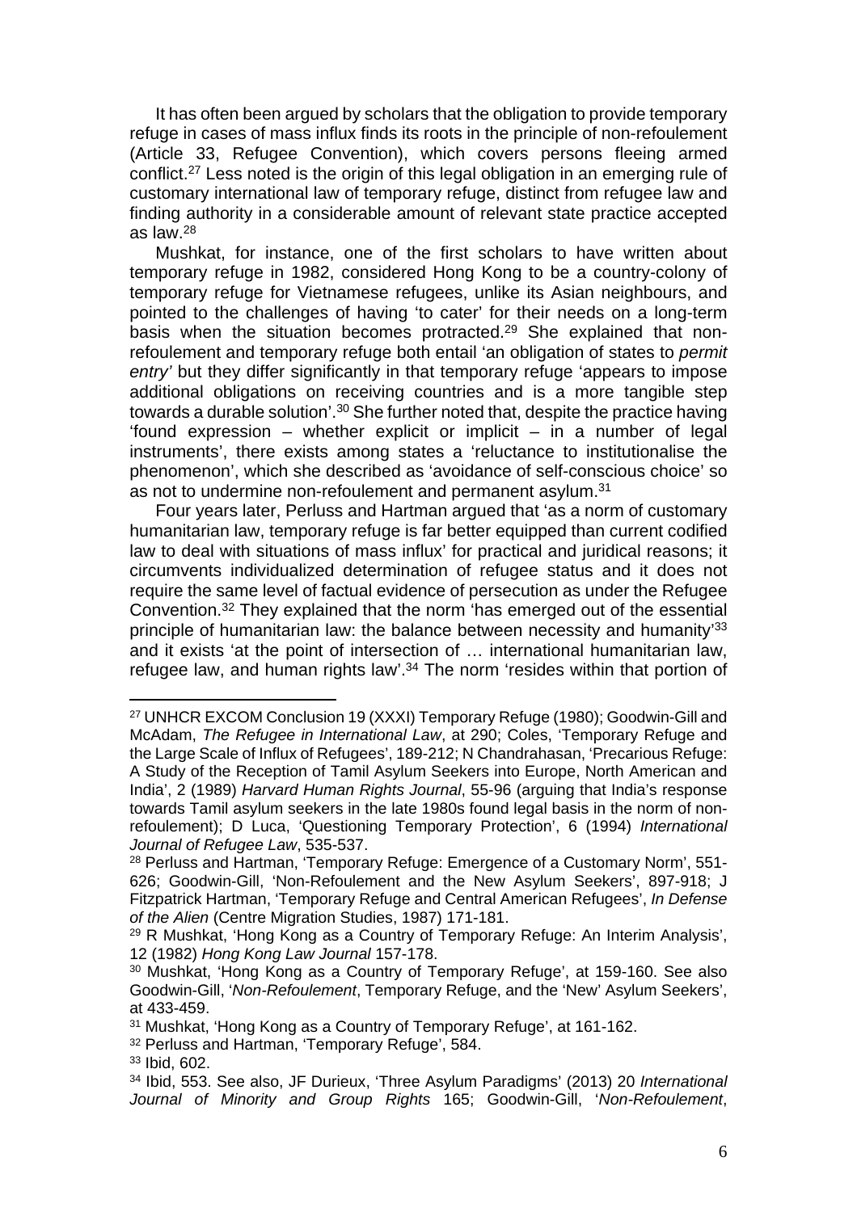It has often been argued by scholars that the obligation to provide temporary refuge in cases of mass influx finds its roots in the principle of non-refoulement (Article 33, Refugee Convention), which covers persons fleeing armed conflict.[27] Less noted is the origin of this legal obligation in an emerging rule of customary international law of temporary refuge, distinct from refugee law and finding authority in a considerable amount of relevant state practice accepted as law.[28]

Mushkat, for instance, one of the first scholars to have written about temporary refuge in 1982, considered Hong Kong to be a country-colony of temporary refuge for Vietnamese refugees, unlike its Asian neighbours, and pointed to the challenges of having 'to cater' for their needs on a long-term basis when the situation becomes protracted.[29] She explained that non-refoulement and temporary refuge both entail 'an obligation of states to *permit entry'* but they differ significantly in that temporary refuge 'appears to impose additional obligations on receiving countries and is a more tangible step towards a durable solution'.[30] She further noted that, despite the practice having 'found expression – whether explicit or implicit – in a number of legal instruments', there exists among states a 'reluctance to institutionalise the phenomenon', which she described as 'avoidance of self-conscious choice' so as not to undermine non-refoulement and permanent asylum.[31]

Four years later, Perluss and Hartman argued that 'as a norm of customary humanitarian law, temporary refuge is far better equipped than current codified law to deal with situations of mass influx' for practical and juridical reasons; it circumvents individualized determination of refugee status and it does not require the same level of factual evidence of persecution as under the Refugee Convention.[32] They explained that the norm 'has emerged out of the essential principle of humanitarian law: the balance between necessity and humanity'[33] and it exists 'at the point of intersection of … international humanitarian law, refugee law, and human rights law'.[34] The norm 'resides within that portion of

---

[27] UNHCR EXCOM Conclusion 19 (XXXI) Temporary Refuge (1980); Goodwin-Gill and McAdam, *The Refugee in International Law*, at 290; Coles, 'Temporary Refuge and the Large Scale of Influx of Refugees', 189-212; N Chandrahasan, 'Precarious Refuge: A Study of the Reception of Tamil Asylum Seekers into Europe, North American and India', 2 (1989) *Harvard Human Rights Journal*, 55-96 (arguing that India's response towards Tamil asylum seekers in the late 1980s found legal basis in the norm of non-refoulement); D Luca, 'Questioning Temporary Protection', 6 (1994) *International Journal of Refugee Law*, 535-537.

[28] Perluss and Hartman, 'Temporary Refuge: Emergence of a Customary Norm', 551-626; Goodwin-Gill, 'Non-Refoulement and the New Asylum Seekers', 897-918; J Fitzpatrick Hartman, 'Temporary Refuge and Central American Refugees', *In Defense of the Alien* (Centre Migration Studies, 1987) 171-181.

[29] R Mushkat, 'Hong Kong as a Country of Temporary Refuge: An Interim Analysis', 12 (1982) *Hong Kong Law Journal* 157-178.

[30] Mushkat, 'Hong Kong as a Country of Temporary Refuge', at 159-160. See also Goodwin-Gill, '*Non-Refoulement*, Temporary Refuge, and the 'New' Asylum Seekers', at 433-459.

[31] Mushkat, 'Hong Kong as a Country of Temporary Refuge', at 161-162.

[32] Perluss and Hartman, 'Temporary Refuge', 584.

[33] Ibid, 602.

[34] Ibid, 553. See also, JF Durieux, 'Three Asylum Paradigms' (2013) 20 *International Journal of Minority and Group Rights* 165; Goodwin-Gill, '*Non-Refoulement*,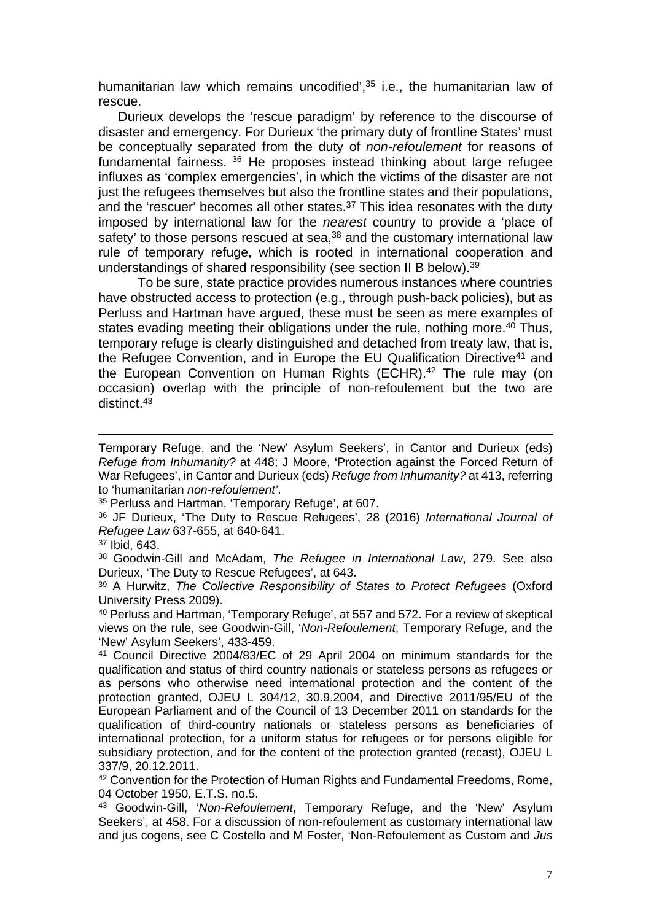humanitarian law which remains uncodified',[35] i.e., the humanitarian law of rescue.

Durieux develops the 'rescue paradigm' by reference to the discourse of disaster and emergency. For Durieux 'the primary duty of frontline States' must be conceptually separated from the duty of *non-refoulement* for reasons of fundamental fairness. [36] He proposes instead thinking about large refugee influxes as 'complex emergencies', in which the victims of the disaster are not just the refugees themselves but also the frontline states and their populations, and the 'rescuer' becomes all other states.[37] This idea resonates with the duty imposed by international law for the *nearest* country to provide a 'place of safety' to those persons rescued at sea,[38] and the customary international law rule of temporary refuge, which is rooted in international cooperation and understandings of shared responsibility (see section II B below).[39]

To be sure, state practice provides numerous instances where countries have obstructed access to protection (e.g., through push-back policies), but as Perluss and Hartman have argued, these must be seen as mere examples of states evading meeting their obligations under the rule, nothing more.[40] Thus, temporary refuge is clearly distinguished and detached from treaty law, that is, the Refugee Convention, and in Europe the EU Qualification Directive[41] and the European Convention on Human Rights (ECHR).[42] The rule may (on occasion) overlap with the principle of non-refoulement but the two are distinct.[43]

---

Temporary Refuge, and the 'New' Asylum Seekers', in Cantor and Durieux (eds) *Refuge from Inhumanity?* at 448; J Moore, 'Protection against the Forced Return of War Refugees', in Cantor and Durieux (eds) *Refuge from Inhumanity?* at 413, referring to 'humanitarian *non-refoulement*'.

[35] Perluss and Hartman, 'Temporary Refuge', at 607.

[36] JF Durieux, 'The Duty to Rescue Refugees', 28 (2016) *International Journal of Refugee Law* 637-655, at 640-641.

[37] Ibid, 643.

[38] Goodwin-Gill and McAdam, *The Refugee in International Law*, 279. See also Durieux, 'The Duty to Rescue Refugees', at 643.

[39] A Hurwitz, *The Collective Responsibility of States to Protect Refugees* (Oxford University Press 2009).

[40] Perluss and Hartman, 'Temporary Refuge', at 557 and 572. For a review of skeptical views on the rule, see Goodwin-Gill, '*Non-Refoulement*, Temporary Refuge, and the 'New' Asylum Seekers', 433-459.

[41] Council Directive 2004/83/EC of 29 April 2004 on minimum standards for the qualification and status of third country nationals or stateless persons as refugees or as persons who otherwise need international protection and the content of the protection granted, OJEU L 304/12, 30.9.2004, and Directive 2011/95/EU of the European Parliament and of the Council of 13 December 2011 on standards for the qualification of third-country nationals or stateless persons as beneficiaries of international protection, for a uniform status for refugees or for persons eligible for subsidiary protection, and for the content of the protection granted (recast), OJEU L 337/9, 20.12.2011.

[42] Convention for the Protection of Human Rights and Fundamental Freedoms, Rome, 04 October 1950, E.T.S. no.5.

[43] Goodwin-Gill, '*Non-Refoulement*, Temporary Refuge, and the 'New' Asylum Seekers', at 458. For a discussion of non-refoulement as customary international law and jus cogens, see C Costello and M Foster, 'Non-Refoulement as Custom and *Jus*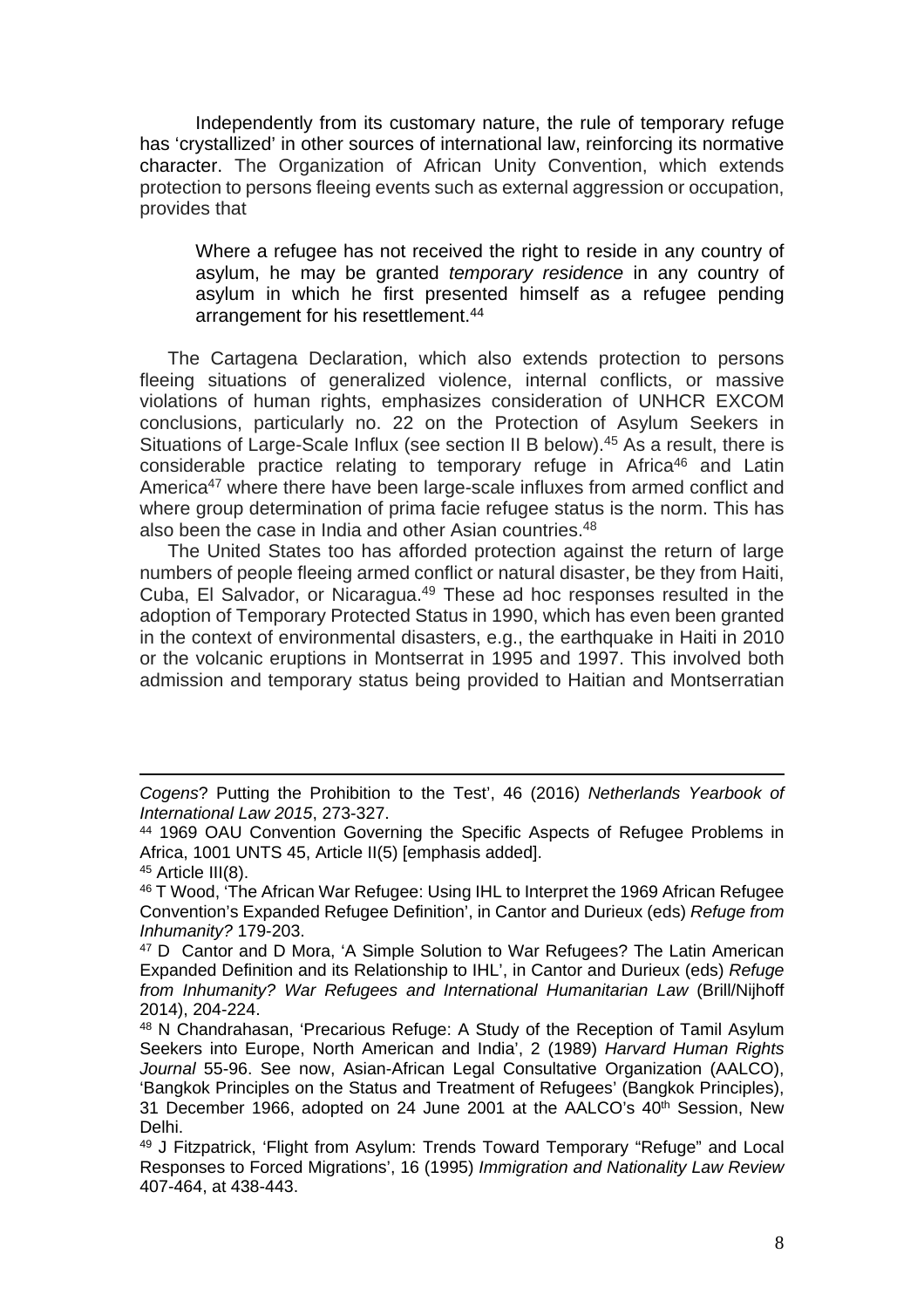Independently from its customary nature, the rule of temporary refuge has 'crystallized' in other sources of international law, reinforcing its normative character. The Organization of African Unity Convention, which extends protection to persons fleeing events such as external aggression or occupation, provides that

> Where a refugee has not received the right to reside in any country of asylum, he may be granted *temporary residence* in any country of asylum in which he first presented himself as a refugee pending arrangement for his resettlement.[44]

The Cartagena Declaration, which also extends protection to persons fleeing situations of generalized violence, internal conflicts, or massive violations of human rights, emphasizes consideration of UNHCR EXCOM conclusions, particularly no. 22 on the Protection of Asylum Seekers in Situations of Large-Scale Influx (see section II B below).[45] As a result, there is considerable practice relating to temporary refuge in Africa[46] and Latin America[47] where there have been large-scale influxes from armed conflict and where group determination of prima facie refugee status is the norm. This has also been the case in India and other Asian countries.[48]

The United States too has afforded protection against the return of large numbers of people fleeing armed conflict or natural disaster, be they from Haiti, Cuba, El Salvador, or Nicaragua.[49] These ad hoc responses resulted in the adoption of Temporary Protected Status in 1990, which has even been granted in the context of environmental disasters, e.g., the earthquake in Haiti in 2010 or the volcanic eruptions in Montserrat in 1995 and 1997. This involved both admission and temporary status being provided to Haitian and Montserratian

---

*Cogens*? Putting the Prohibition to the Test', 46 (2016) *Netherlands Yearbook of International Law 2015*, 273-327.

[44] 1969 OAU Convention Governing the Specific Aspects of Refugee Problems in Africa, 1001 UNTS 45, Article II(5) [emphasis added].

[45] Article III(8).

[46] T Wood, 'The African War Refugee: Using IHL to Interpret the 1969 African Refugee Convention's Expanded Refugee Definition', in Cantor and Durieux (eds) *Refuge from Inhumanity?* 179-203.

[47] D Cantor and D Mora, 'A Simple Solution to War Refugees? The Latin American Expanded Definition and its Relationship to IHL', in Cantor and Durieux (eds) *Refuge from Inhumanity? War Refugees and International Humanitarian Law* (Brill/Nijhoff 2014), 204-224.

[48] N Chandrahasan, 'Precarious Refuge: A Study of the Reception of Tamil Asylum Seekers into Europe, North American and India', 2 (1989) *Harvard Human Rights Journal* 55-96. See now, Asian-African Legal Consultative Organization (AALCO), 'Bangkok Principles on the Status and Treatment of Refugees' (Bangkok Principles), 31 December 1966, adopted on 24 June 2001 at the AALCO's 40th Session, New Delhi.

[49] J Fitzpatrick, 'Flight from Asylum: Trends Toward Temporary "Refuge" and Local Responses to Forced Migrations', 16 (1995) *Immigration and Nationality Law Review* 407-464, at 438-443.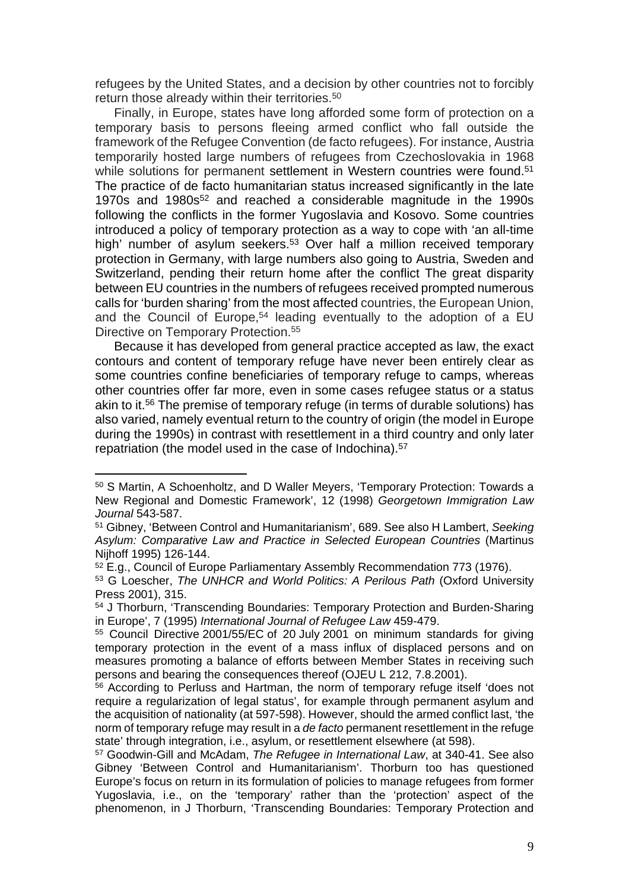refugees by the United States, and a decision by other countries not to forcibly return those already within their territories.[50]

Finally, in Europe, states have long afforded some form of protection on a temporary basis to persons fleeing armed conflict who fall outside the framework of the Refugee Convention (de facto refugees). For instance, Austria temporarily hosted large numbers of refugees from Czechoslovakia in 1968 while solutions for permanent settlement in Western countries were found.[51] The practice of de facto humanitarian status increased significantly in the late 1970s and 1980s[52] and reached a considerable magnitude in the 1990s following the conflicts in the former Yugoslavia and Kosovo. Some countries introduced a policy of temporary protection as a way to cope with 'an all-time high' number of asylum seekers.[53] Over half a million received temporary protection in Germany, with large numbers also going to Austria, Sweden and Switzerland, pending their return home after the conflict The great disparity between EU countries in the numbers of refugees received prompted numerous calls for 'burden sharing' from the most affected countries, the European Union, and the Council of Europe,[54] leading eventually to the adoption of a EU Directive on Temporary Protection.[55]

Because it has developed from general practice accepted as law, the exact contours and content of temporary refuge have never been entirely clear as some countries confine beneficiaries of temporary refuge to camps, whereas other countries offer far more, even in some cases refugee status or a status akin to it.[56] The premise of temporary refuge (in terms of durable solutions) has also varied, namely eventual return to the country of origin (the model in Europe during the 1990s) in contrast with resettlement in a third country and only later repatriation (the model used in the case of Indochina).[57]

---

[50] S Martin, A Schoenholtz, and D Waller Meyers, 'Temporary Protection: Towards a New Regional and Domestic Framework', 12 (1998) *Georgetown Immigration Law Journal* 543-587.

[51] Gibney, 'Between Control and Humanitarianism', 689. See also H Lambert, *Seeking Asylum: Comparative Law and Practice in Selected European Countries* (Martinus Nijhoff 1995) 126-144.

[52] E.g., Council of Europe Parliamentary Assembly Recommendation 773 (1976).

[53] G Loescher, *The UNHCR and World Politics: A Perilous Path* (Oxford University Press 2001), 315.

[54] J Thorburn, 'Transcending Boundaries: Temporary Protection and Burden-Sharing in Europe', 7 (1995) *International Journal of Refugee Law* 459-479.

[55] Council Directive 2001/55/EC of 20 July 2001 on minimum standards for giving temporary protection in the event of a mass influx of displaced persons and on measures promoting a balance of efforts between Member States in receiving such persons and bearing the consequences thereof (OJEU L 212, 7.8.2001).

[56] According to Perluss and Hartman, the norm of temporary refuge itself 'does not require a regularization of legal status', for example through permanent asylum and the acquisition of nationality (at 597-598). However, should the armed conflict last, 'the norm of temporary refuge may result in a *de facto* permanent resettlement in the refuge state' through integration, i.e., asylum, or resettlement elsewhere (at 598).

[57] Goodwin-Gill and McAdam, *The Refugee in International Law*, at 340-41. See also Gibney 'Between Control and Humanitarianism'. Thorburn too has questioned Europe's focus on return in its formulation of policies to manage refugees from former Yugoslavia, i.e., on the 'temporary' rather than the 'protection' aspect of the phenomenon, in J Thorburn, 'Transcending Boundaries: Temporary Protection and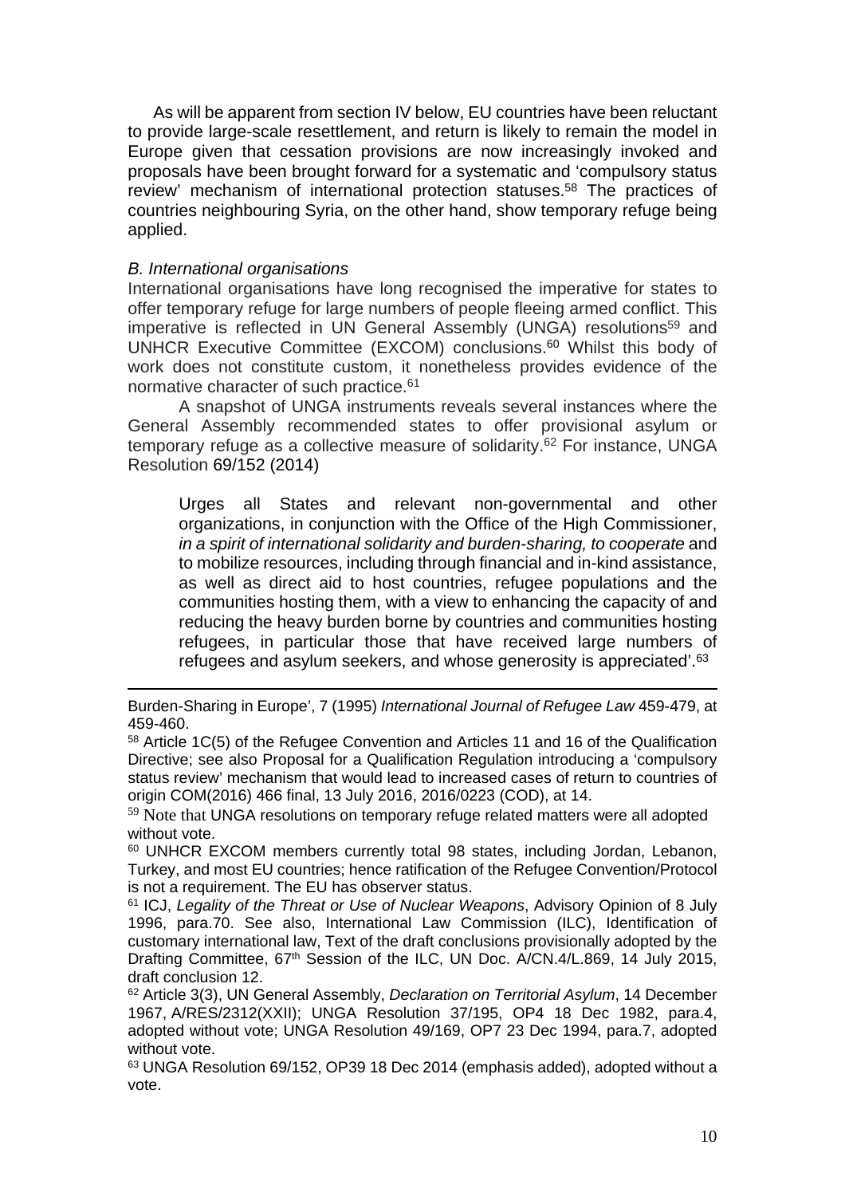As will be apparent from section IV below, EU countries have been reluctant to provide large-scale resettlement, and return is likely to remain the model in Europe given that cessation provisions are now increasingly invoked and proposals have been brought forward for a systematic and 'compulsory status review' mechanism of international protection statuses.[58] The practices of countries neighbouring Syria, on the other hand, show temporary refuge being applied.

*B. International organisations*

International organisations have long recognised the imperative for states to offer temporary refuge for large numbers of people fleeing armed conflict. This imperative is reflected in UN General Assembly (UNGA) resolutions[59] and UNHCR Executive Committee (EXCOM) conclusions.[60] Whilst this body of work does not constitute custom, it nonetheless provides evidence of the normative character of such practice.[61]

A snapshot of UNGA instruments reveals several instances where the General Assembly recommended states to offer provisional asylum or temporary refuge as a collective measure of solidarity.[62] For instance, UNGA Resolution 69/152 (2014)

> Urges all States and relevant non-governmental and other organizations, in conjunction with the Office of the High Commissioner, *in a spirit of international solidarity and burden-sharing, to cooperate* and to mobilize resources, including through financial and in-kind assistance, as well as direct aid to host countries, refugee populations and the communities hosting them, with a view to enhancing the capacity of and reducing the heavy burden borne by countries and communities hosting refugees, in particular those that have received large numbers of refugees and asylum seekers, and whose generosity is appreciated'.[63]

---

Burden-Sharing in Europe', 7 (1995) *International Journal of Refugee Law* 459-479, at 459-460.

[58] Article 1C(5) of the Refugee Convention and Articles 11 and 16 of the Qualification Directive; see also Proposal for a Qualification Regulation introducing a 'compulsory status review' mechanism that would lead to increased cases of return to countries of origin COM(2016) 466 final, 13 July 2016, 2016/0223 (COD), at 14.

[59] Note that UNGA resolutions on temporary refuge related matters were all adopted without vote.

[60] UNHCR EXCOM members currently total 98 states, including Jordan, Lebanon, Turkey, and most EU countries; hence ratification of the Refugee Convention/Protocol is not a requirement. The EU has observer status.

[61] ICJ, *Legality of the Threat or Use of Nuclear Weapons*, Advisory Opinion of 8 July 1996, para.70. See also, International Law Commission (ILC), Identification of customary international law, Text of the draft conclusions provisionally adopted by the Drafting Committee, 67th Session of the ILC, UN Doc. A/CN.4/L.869, 14 July 2015, draft conclusion 12.

[62] Article 3(3), UN General Assembly, *Declaration on Territorial Asylum*, 14 December 1967, A/RES/2312(XXII); UNGA Resolution 37/195, OP4 18 Dec 1982, para.4, adopted without vote; UNGA Resolution 49/169, OP7 23 Dec 1994, para.7, adopted without vote.

[63] UNGA Resolution 69/152, OP39 18 Dec 2014 (emphasis added), adopted without a vote.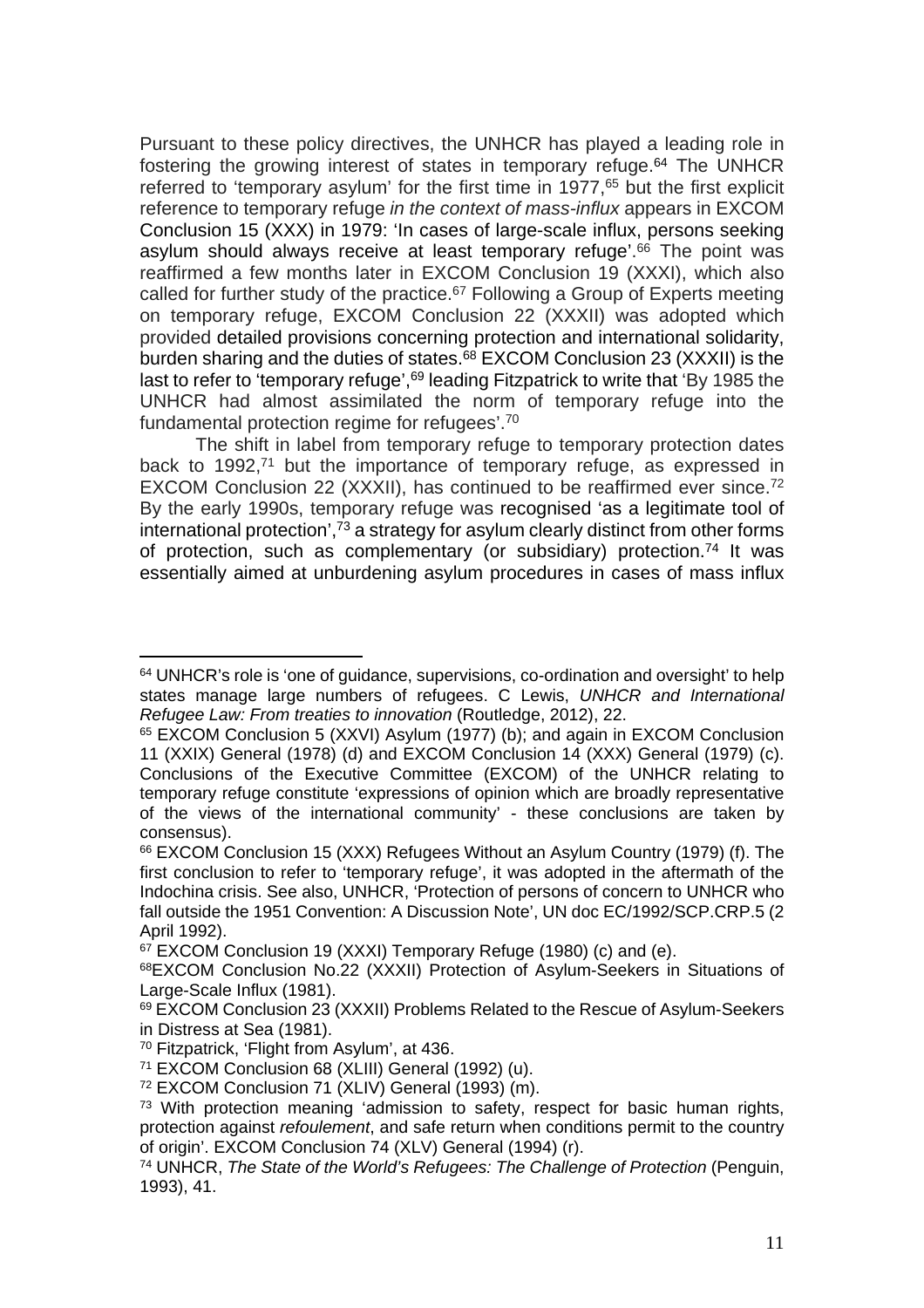Pursuant to these policy directives, the UNHCR has played a leading role in fostering the growing interest of states in temporary refuge.[64] The UNHCR referred to 'temporary asylum' for the first time in 1977,[65] but the first explicit reference to temporary refuge *in the context of mass-influx* appears in EXCOM Conclusion 15 (XXX) in 1979: 'In cases of large-scale influx, persons seeking asylum should always receive at least temporary refuge'.[66] The point was reaffirmed a few months later in EXCOM Conclusion 19 (XXXI), which also called for further study of the practice.[67] Following a Group of Experts meeting on temporary refuge, EXCOM Conclusion 22 (XXXII) was adopted which provided detailed provisions concerning protection and international solidarity, burden sharing and the duties of states.[68] EXCOM Conclusion 23 (XXXII) is the last to refer to 'temporary refuge',[69] leading Fitzpatrick to write that 'By 1985 the UNHCR had almost assimilated the norm of temporary refuge into the fundamental protection regime for refugees'.[70]

The shift in label from temporary refuge to temporary protection dates back to 1992,[71] but the importance of temporary refuge, as expressed in EXCOM Conclusion 22 (XXXII), has continued to be reaffirmed ever since.[72] By the early 1990s, temporary refuge was recognised 'as a legitimate tool of international protection',[73] a strategy for asylum clearly distinct from other forms of protection, such as complementary (or subsidiary) protection.[74] It was essentially aimed at unburdening asylum procedures in cases of mass influx

---

[64] UNHCR's role is 'one of guidance, supervisions, co-ordination and oversight' to help states manage large numbers of refugees. C Lewis, *UNHCR and International Refugee Law: From treaties to innovation* (Routledge, 2012), 22.

[65] EXCOM Conclusion 5 (XXVI) Asylum (1977) (b); and again in EXCOM Conclusion 11 (XXIX) General (1978) (d) and EXCOM Conclusion 14 (XXX) General (1979) (c). Conclusions of the Executive Committee (EXCOM) of the UNHCR relating to temporary refuge constitute 'expressions of opinion which are broadly representative of the views of the international community' - these conclusions are taken by consensus).

[66] EXCOM Conclusion 15 (XXX) Refugees Without an Asylum Country (1979) (f). The first conclusion to refer to 'temporary refuge', it was adopted in the aftermath of the Indochina crisis. See also, UNHCR, 'Protection of persons of concern to UNHCR who fall outside the 1951 Convention: A Discussion Note', UN doc EC/1992/SCP.CRP.5 (2 April 1992).

[67] EXCOM Conclusion 19 (XXXI) Temporary Refuge (1980) (c) and (e).

[68] EXCOM Conclusion No.22 (XXXII) Protection of Asylum-Seekers in Situations of Large-Scale Influx (1981).

[69] EXCOM Conclusion 23 (XXXII) Problems Related to the Rescue of Asylum-Seekers in Distress at Sea (1981).

[70] Fitzpatrick, 'Flight from Asylum', at 436.

[71] EXCOM Conclusion 68 (XLIII) General (1992) (u).

[72] EXCOM Conclusion 71 (XLIV) General (1993) (m).

[73] With protection meaning 'admission to safety, respect for basic human rights, protection against *refoulement*, and safe return when conditions permit to the country of origin'. EXCOM Conclusion 74 (XLV) General (1994) (r).

[74] UNHCR, *The State of the World's Refugees: The Challenge of Protection* (Penguin, 1993), 41.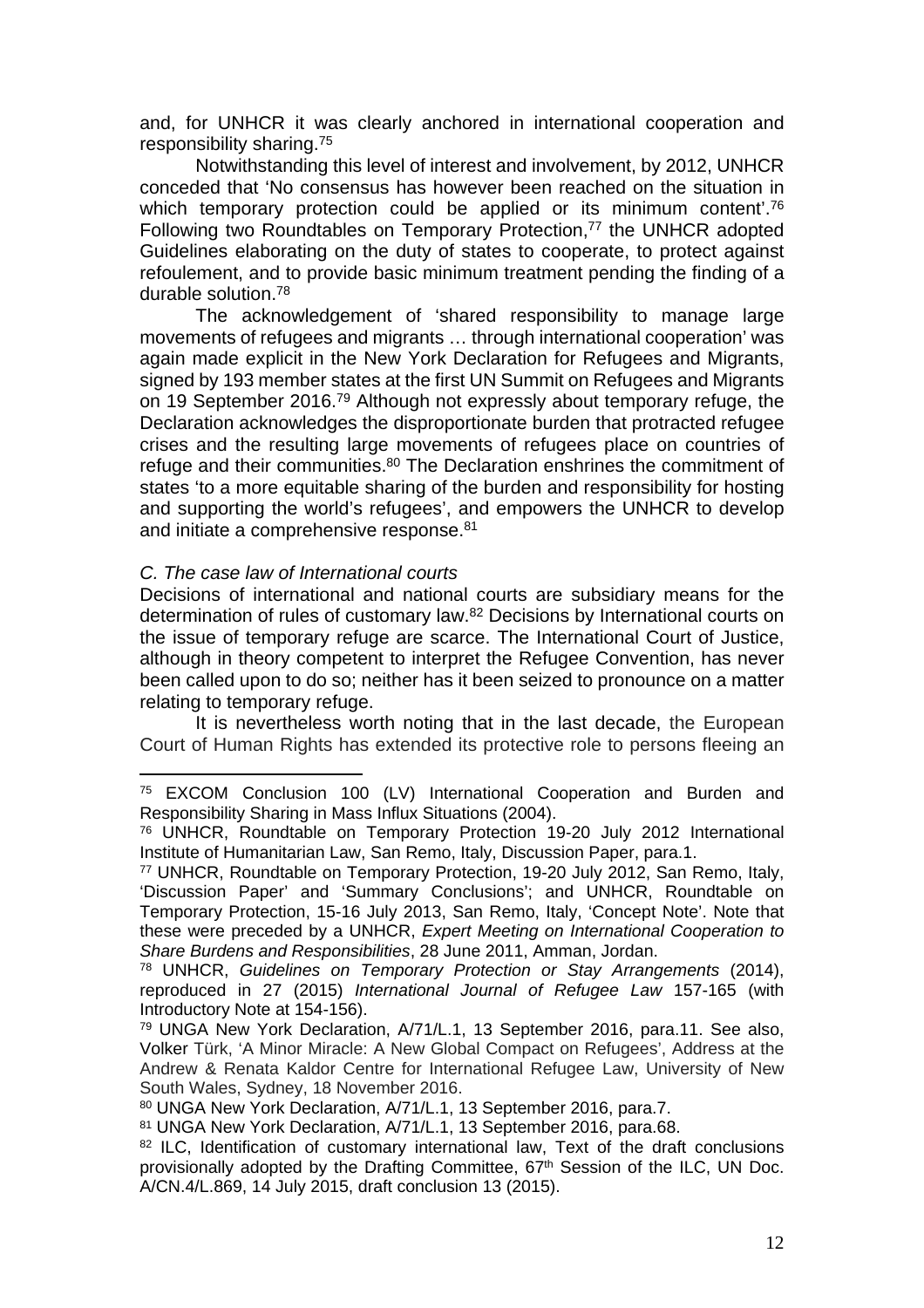and, for UNHCR it was clearly anchored in international cooperation and responsibility sharing.[75]

Notwithstanding this level of interest and involvement, by 2012, UNHCR conceded that 'No consensus has however been reached on the situation in which temporary protection could be applied or its minimum content'.[76] Following two Roundtables on Temporary Protection,[77] the UNHCR adopted Guidelines elaborating on the duty of states to cooperate, to protect against refoulement, and to provide basic minimum treatment pending the finding of a durable solution.[78]

The acknowledgement of 'shared responsibility to manage large movements of refugees and migrants … through international cooperation' was again made explicit in the New York Declaration for Refugees and Migrants, signed by 193 member states at the first UN Summit on Refugees and Migrants on 19 September 2016.[79] Although not expressly about temporary refuge, the Declaration acknowledges the disproportionate burden that protracted refugee crises and the resulting large movements of refugees place on countries of refuge and their communities.[80] The Declaration enshrines the commitment of states 'to a more equitable sharing of the burden and responsibility for hosting and supporting the world's refugees', and empowers the UNHCR to develop and initiate a comprehensive response.[81]

### *C. The case law of International courts*

Decisions of international and national courts are subsidiary means for the determination of rules of customary law.[82] Decisions by International courts on the issue of temporary refuge are scarce. The International Court of Justice, although in theory competent to interpret the Refugee Convention, has never been called upon to do so; neither has it been seized to pronounce on a matter relating to temporary refuge.

It is nevertheless worth noting that in the last decade, the European Court of Human Rights has extended its protective role to persons fleeing an

---

[75] EXCOM Conclusion 100 (LV) International Cooperation and Burden and Responsibility Sharing in Mass Influx Situations (2004).

[76] UNHCR, Roundtable on Temporary Protection 19-20 July 2012 International Institute of Humanitarian Law, San Remo, Italy, Discussion Paper, para.1.

[77] UNHCR, Roundtable on Temporary Protection, 19-20 July 2012, San Remo, Italy, 'Discussion Paper' and 'Summary Conclusions'; and UNHCR, Roundtable on Temporary Protection, 15-16 July 2013, San Remo, Italy, 'Concept Note'. Note that these were preceded by a UNHCR, *Expert Meeting on International Cooperation to Share Burdens and Responsibilities*, 28 June 2011, Amman, Jordan.

[78] UNHCR, *Guidelines on Temporary Protection or Stay Arrangements* (2014), reproduced in 27 (2015) *International Journal of Refugee Law* 157-165 (with Introductory Note at 154-156).

[79] UNGA New York Declaration, A/71/L.1, 13 September 2016, para.11. See also, Volker Türk, 'A Minor Miracle: A New Global Compact on Refugees', Address at the Andrew & Renata Kaldor Centre for International Refugee Law, University of New South Wales, Sydney, 18 November 2016.

[80] UNGA New York Declaration, A/71/L.1, 13 September 2016, para.7.

[81] UNGA New York Declaration, A/71/L.1, 13 September 2016, para.68.

[82] ILC, Identification of customary international law, Text of the draft conclusions provisionally adopted by the Drafting Committee, 67th Session of the ILC, UN Doc. A/CN.4/L.869, 14 July 2015, draft conclusion 13 (2015).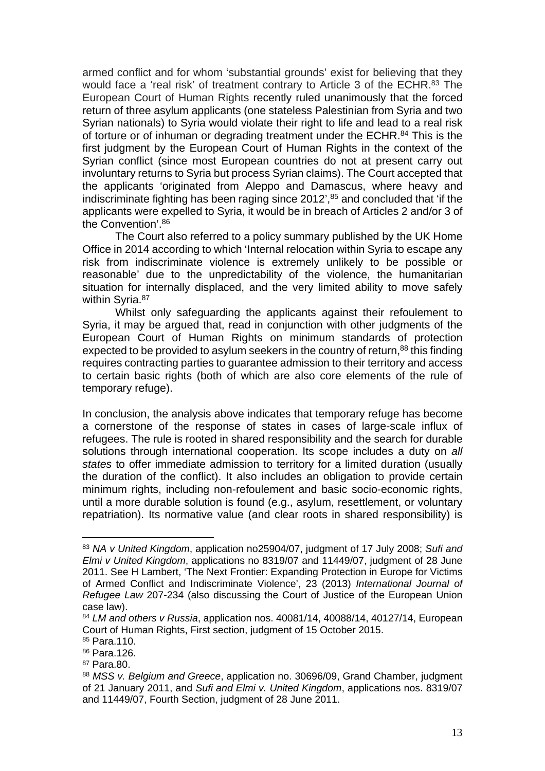armed conflict and for whom 'substantial grounds' exist for believing that they would face a 'real risk' of treatment contrary to Article 3 of the ECHR.[83] The European Court of Human Rights recently ruled unanimously that the forced return of three asylum applicants (one stateless Palestinian from Syria and two Syrian nationals) to Syria would violate their right to life and lead to a real risk of torture or of inhuman or degrading treatment under the ECHR.[84] This is the first judgment by the European Court of Human Rights in the context of the Syrian conflict (since most European countries do not at present carry out involuntary returns to Syria but process Syrian claims). The Court accepted that the applicants 'originated from Aleppo and Damascus, where heavy and indiscriminate fighting has been raging since 2012',[85] and concluded that 'if the applicants were expelled to Syria, it would be in breach of Articles 2 and/or 3 of the Convention'.[86]

The Court also referred to a policy summary published by the UK Home Office in 2014 according to which 'Internal relocation within Syria to escape any risk from indiscriminate violence is extremely unlikely to be possible or reasonable' due to the unpredictability of the violence, the humanitarian situation for internally displaced, and the very limited ability to move safely within Syria.[87]

Whilst only safeguarding the applicants against their refoulement to Syria, it may be argued that, read in conjunction with other judgments of the European Court of Human Rights on minimum standards of protection expected to be provided to asylum seekers in the country of return,[88] this finding requires contracting parties to guarantee admission to their territory and access to certain basic rights (both of which are also core elements of the rule of temporary refuge).

In conclusion, the analysis above indicates that temporary refuge has become a cornerstone of the response of states in cases of large-scale influx of refugees. The rule is rooted in shared responsibility and the search for durable solutions through international cooperation. Its scope includes a duty on *all states* to offer immediate admission to territory for a limited duration (usually the duration of the conflict). It also includes an obligation to provide certain minimum rights, including non-refoulement and basic socio-economic rights, until a more durable solution is found (e.g., asylum, resettlement, or voluntary repatriation). Its normative value (and clear roots in shared responsibility) is

---

[83] *NA v United Kingdom*, application no25904/07, judgment of 17 July 2008; *Sufi and Elmi v United Kingdom*, applications no 8319/07 and 11449/07, judgment of 28 June 2011. See H Lambert, 'The Next Frontier: Expanding Protection in Europe for Victims of Armed Conflict and Indiscriminate Violence', 23 (2013) *International Journal of Refugee Law* 207-234 (also discussing the Court of Justice of the European Union case law).

[84] *LM and others v Russia*, application nos. 40081/14, 40088/14, 40127/14, European Court of Human Rights, First section, judgment of 15 October 2015.

[85] Para.110.

[86] Para.126.

[87] Para.80.

[88] *MSS v. Belgium and Greece*, application no. 30696/09, Grand Chamber, judgment of 21 January 2011, and *Sufi and Elmi v. United Kingdom*, applications nos. 8319/07 and 11449/07, Fourth Section, judgment of 28 June 2011.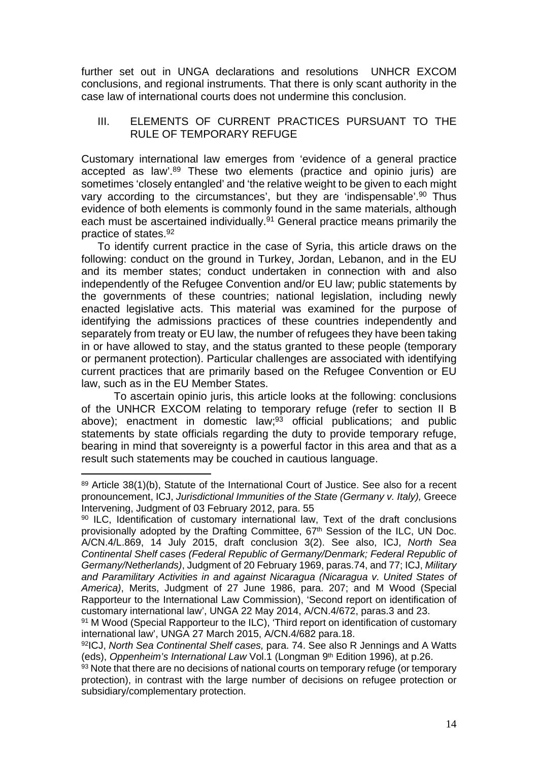further set out in UNGA declarations and resolutions UNHCR EXCOM conclusions, and regional instruments. That there is only scant authority in the case law of international courts does not undermine this conclusion.

## III. ELEMENTS OF CURRENT PRACTICES PURSUANT TO THE RULE OF TEMPORARY REFUGE

Customary international law emerges from 'evidence of a general practice accepted as law'.[89] These two elements (practice and opinio juris) are sometimes 'closely entangled' and 'the relative weight to be given to each might vary according to the circumstances', but they are 'indispensable'.[90] Thus evidence of both elements is commonly found in the same materials, although each must be ascertained individually.[91] General practice means primarily the practice of states.[92]

To identify current practice in the case of Syria, this article draws on the following: conduct on the ground in Turkey, Jordan, Lebanon, and in the EU and its member states; conduct undertaken in connection with and also independently of the Refugee Convention and/or EU law; public statements by the governments of these countries; national legislation, including newly enacted legislative acts. This material was examined for the purpose of identifying the admissions practices of these countries independently and separately from treaty or EU law, the number of refugees they have been taking in or have allowed to stay, and the status granted to these people (temporary or permanent protection). Particular challenges are associated with identifying current practices that are primarily based on the Refugee Convention or EU law, such as in the EU Member States.

To ascertain opinio juris, this article looks at the following: conclusions of the UNHCR EXCOM relating to temporary refuge (refer to section II B above); enactment in domestic law;[93] official publications; and public statements by state officials regarding the duty to provide temporary refuge, bearing in mind that sovereignty is a powerful factor in this area and that as a result such statements may be couched in cautious language.

---

[89] Article 38(1)(b), Statute of the International Court of Justice. See also for a recent pronouncement, ICJ, *Jurisdictional Immunities of the State (Germany v. Italy),* Greece Intervening, Judgment of 03 February 2012, para. 55

[90] ILC, Identification of customary international law, Text of the draft conclusions provisionally adopted by the Drafting Committee, 67th Session of the ILC, UN Doc. A/CN.4/L.869, 14 July 2015, draft conclusion 3(2). See also, ICJ, *North Sea Continental Shelf cases (Federal Republic of Germany/Denmark; Federal Republic of Germany/Netherlands)*, Judgment of 20 February 1969, paras.74, and 77; ICJ, *Military and Paramilitary Activities in and against Nicaragua (Nicaragua v. United States of America)*, Merits, Judgment of 27 June 1986, para. 207; and M Wood (Special Rapporteur to the International Law Commission), 'Second report on identification of customary international law', UNGA 22 May 2014, A/CN.4/672, paras.3 and 23.

[91] M Wood (Special Rapporteur to the ILC), 'Third report on identification of customary international law', UNGA 27 March 2015, A/CN.4/682 para.18.

[92] ICJ, *North Sea Continental Shelf cases,* para. 74. See also R Jennings and A Watts (eds), *Oppenheim's International Law* Vol.1 (Longman 9th Edition 1996), at p.26.

[93] Note that there are no decisions of national courts on temporary refuge (or temporary protection), in contrast with the large number of decisions on refugee protection or subsidiary/complementary protection.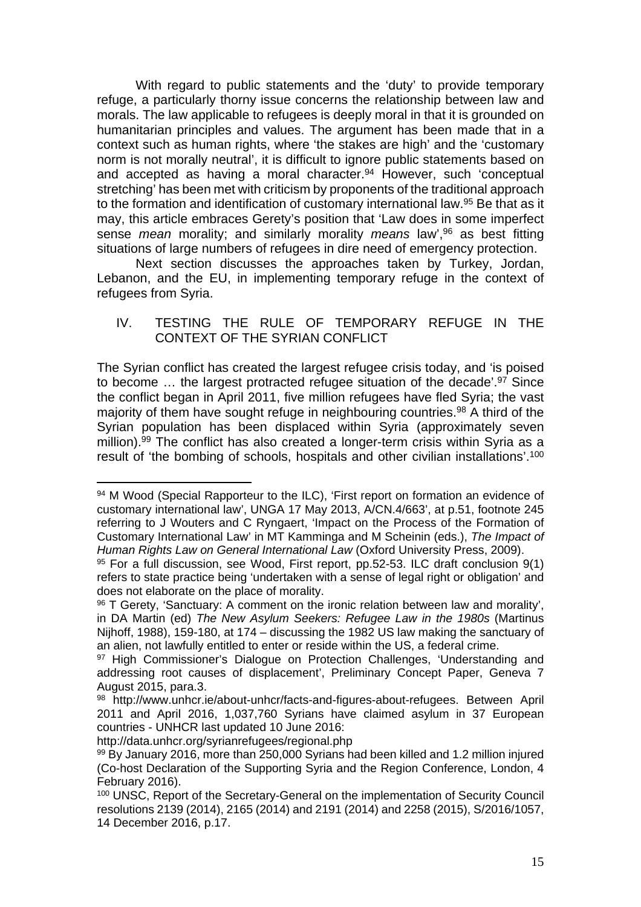With regard to public statements and the 'duty' to provide temporary refuge, a particularly thorny issue concerns the relationship between law and morals. The law applicable to refugees is deeply moral in that it is grounded on humanitarian principles and values. The argument has been made that in a context such as human rights, where 'the stakes are high' and the 'customary norm is not morally neutral', it is difficult to ignore public statements based on and accepted as having a moral character.[94] However, such 'conceptual stretching' has been met with criticism by proponents of the traditional approach to the formation and identification of customary international law.[95] Be that as it may, this article embraces Gerety's position that 'Law does in some imperfect sense *mean* morality; and similarly morality *means* law',[96] as best fitting situations of large numbers of refugees in dire need of emergency protection.

Next section discusses the approaches taken by Turkey, Jordan, Lebanon, and the EU, in implementing temporary refuge in the context of refugees from Syria.

## IV. TESTING THE RULE OF TEMPORARY REFUGE IN THE CONTEXT OF THE SYRIAN CONFLICT

The Syrian conflict has created the largest refugee crisis today, and 'is poised to become … the largest protracted refugee situation of the decade'.[97] Since the conflict began in April 2011, five million refugees have fled Syria; the vast majority of them have sought refuge in neighbouring countries.[98] A third of the Syrian population has been displaced within Syria (approximately seven million).[99] The conflict has also created a longer-term crisis within Syria as a result of 'the bombing of schools, hospitals and other civilian installations'.[100]

---

[94] M Wood (Special Rapporteur to the ILC), 'First report on formation an evidence of customary international law', UNGA 17 May 2013, A/CN.4/663', at p.51, footnote 245 referring to J Wouters and C Ryngaert, 'Impact on the Process of the Formation of Customary International Law' in MT Kamminga and M Scheinin (eds.), *The Impact of Human Rights Law on General International Law* (Oxford University Press, 2009).

[95] For a full discussion, see Wood, First report, pp.52-53. ILC draft conclusion 9(1) refers to state practice being 'undertaken with a sense of legal right or obligation' and does not elaborate on the place of morality.

[96] T Gerety, 'Sanctuary: A comment on the ironic relation between law and morality', in DA Martin (ed) *The New Asylum Seekers: Refugee Law in the 1980s* (Martinus Nijhoff, 1988), 159-180, at 174 – discussing the 1982 US law making the sanctuary of an alien, not lawfully entitled to enter or reside within the US, a federal crime.

[97] High Commissioner's Dialogue on Protection Challenges, 'Understanding and addressing root causes of displacement', Preliminary Concept Paper, Geneva 7 August 2015, para.3.

[98] http://www.unhcr.ie/about-unhcr/facts-and-figures-about-refugees. Between April 2011 and April 2016, 1,037,760 Syrians have claimed asylum in 37 European countries - UNHCR last updated 10 June 2016: http://data.unhcr.org/syrianrefugees/regional.php

[99] By January 2016, more than 250,000 Syrians had been killed and 1.2 million injured (Co-host Declaration of the Supporting Syria and the Region Conference, London, 4 February 2016).

[100] UNSC, Report of the Secretary-General on the implementation of Security Council resolutions 2139 (2014), 2165 (2014) and 2191 (2014) and 2258 (2015), S/2016/1057, 14 December 2016, p.17.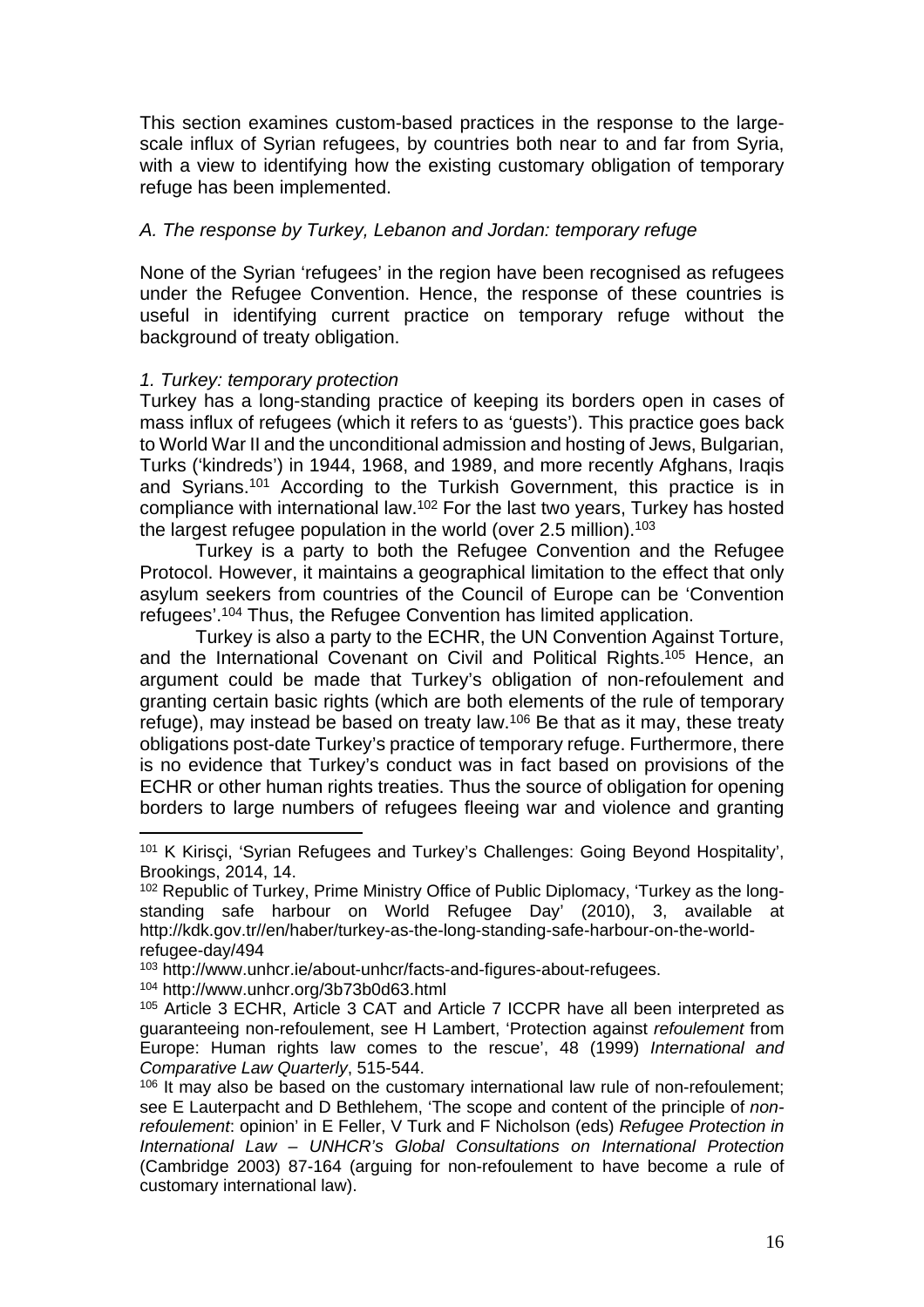This section examines custom-based practices in the response to the large-scale influx of Syrian refugees, by countries both near to and far from Syria, with a view to identifying how the existing customary obligation of temporary refuge has been implemented.

### *A. The response by Turkey, Lebanon and Jordan: temporary refuge*

None of the Syrian 'refugees' in the region have been recognised as refugees under the Refugee Convention. Hence, the response of these countries is useful in identifying current practice on temporary refuge without the background of treaty obligation.

#### *1. Turkey: temporary protection*

Turkey has a long-standing practice of keeping its borders open in cases of mass influx of refugees (which it refers to as 'guests'). This practice goes back to World War II and the unconditional admission and hosting of Jews, Bulgarian, Turks ('kindreds') in 1944, 1968, and 1989, and more recently Afghans, Iraqis and Syrians.[101] According to the Turkish Government, this practice is in compliance with international law.[102] For the last two years, Turkey has hosted the largest refugee population in the world (over 2.5 million).[103]

Turkey is a party to both the Refugee Convention and the Refugee Protocol. However, it maintains a geographical limitation to the effect that only asylum seekers from countries of the Council of Europe can be 'Convention refugees'.[104] Thus, the Refugee Convention has limited application.

Turkey is also a party to the ECHR, the UN Convention Against Torture, and the International Covenant on Civil and Political Rights.[105] Hence, an argument could be made that Turkey's obligation of non-refoulement and granting certain basic rights (which are both elements of the rule of temporary refuge), may instead be based on treaty law.[106] Be that as it may, these treaty obligations post-date Turkey's practice of temporary refuge. Furthermore, there is no evidence that Turkey's conduct was in fact based on provisions of the ECHR or other human rights treaties. Thus the source of obligation for opening borders to large numbers of refugees fleeing war and violence and granting

---

[101] K Kirisçi, 'Syrian Refugees and Turkey's Challenges: Going Beyond Hospitality', Brookings, 2014, 14.

[102] Republic of Turkey, Prime Ministry Office of Public Diplomacy, 'Turkey as the long-standing safe harbour on World Refugee Day' (2010), 3, available at http://kdk.gov.tr//en/haber/turkey-as-the-long-standing-safe-harbour-on-the-world-refugee-day/494

[103] http://www.unhcr.ie/about-unhcr/facts-and-figures-about-refugees.

[104] http://www.unhcr.org/3b73b0d63.html

[105] Article 3 ECHR, Article 3 CAT and Article 7 ICCPR have all been interpreted as guaranteeing non-refoulement, see H Lambert, 'Protection against *refoulement* from Europe: Human rights law comes to the rescue', 48 (1999) *International and Comparative Law Quarterly*, 515-544.

[106] It may also be based on the customary international law rule of non-refoulement; see E Lauterpacht and D Bethlehem, 'The scope and content of the principle of *non-refoulement*: opinion' in E Feller, V Turk and F Nicholson (eds) *Refugee Protection in International Law – UNHCR's Global Consultations on International Protection* (Cambridge 2003) 87-164 (arguing for non-refoulement to have become a rule of customary international law).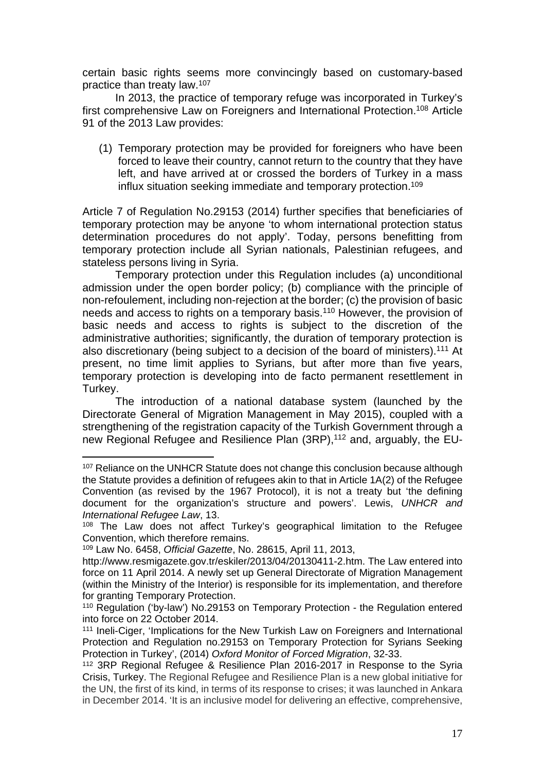certain basic rights seems more convincingly based on customary-based practice than treaty law.[107]

In 2013, the practice of temporary refuge was incorporated in Turkey's first comprehensive Law on Foreigners and International Protection.[108] Article 91 of the 2013 Law provides:

> (1) Temporary protection may be provided for foreigners who have been forced to leave their country, cannot return to the country that they have left, and have arrived at or crossed the borders of Turkey in a mass influx situation seeking immediate and temporary protection.[109]

Article 7 of Regulation No.29153 (2014) further specifies that beneficiaries of temporary protection may be anyone 'to whom international protection status determination procedures do not apply'. Today, persons benefitting from temporary protection include all Syrian nationals, Palestinian refugees, and stateless persons living in Syria.

Temporary protection under this Regulation includes (a) unconditional admission under the open border policy; (b) compliance with the principle of non-refoulement, including non-rejection at the border; (c) the provision of basic needs and access to rights on a temporary basis.[110] However, the provision of basic needs and access to rights is subject to the discretion of the administrative authorities; significantly, the duration of temporary protection is also discretionary (being subject to a decision of the board of ministers).[111] At present, no time limit applies to Syrians, but after more than five years, temporary protection is developing into de facto permanent resettlement in Turkey.

The introduction of a national database system (launched by the Directorate General of Migration Management in May 2015), coupled with a strengthening of the registration capacity of the Turkish Government through a new Regional Refugee and Resilience Plan (3RP),[112] and, arguably, the EU-

---

[107] Reliance on the UNHCR Statute does not change this conclusion because although the Statute provides a definition of refugees akin to that in Article 1A(2) of the Refugee Convention (as revised by the 1967 Protocol), it is not a treaty but 'the defining document for the organization's structure and powers'. Lewis, *UNHCR and International Refugee Law*, 13.

[108] The Law does not affect Turkey's geographical limitation to the Refugee Convention, which therefore remains.

[109] Law No. 6458, *Official Gazette*, No. 28615, April 11, 2013, http://www.resmigazete.gov.tr/eskiler/2013/04/20130411-2.htm. The Law entered into force on 11 April 2014. A newly set up General Directorate of Migration Management (within the Ministry of the Interior) is responsible for its implementation, and therefore for granting Temporary Protection.

[110] Regulation ('by-law') No.29153 on Temporary Protection - the Regulation entered into force on 22 October 2014.

[111] Ineli-Ciger, 'Implications for the New Turkish Law on Foreigners and International Protection and Regulation no.29153 on Temporary Protection for Syrians Seeking Protection in Turkey', (2014) *Oxford Monitor of Forced Migration*, 32-33.

[112] 3RP Regional Refugee & Resilience Plan 2016-2017 in Response to the Syria Crisis, Turkey. The Regional Refugee and Resilience Plan is a new global initiative for the UN, the first of its kind, in terms of its response to crises; it was launched in Ankara in December 2014. 'It is an inclusive model for delivering an effective, comprehensive,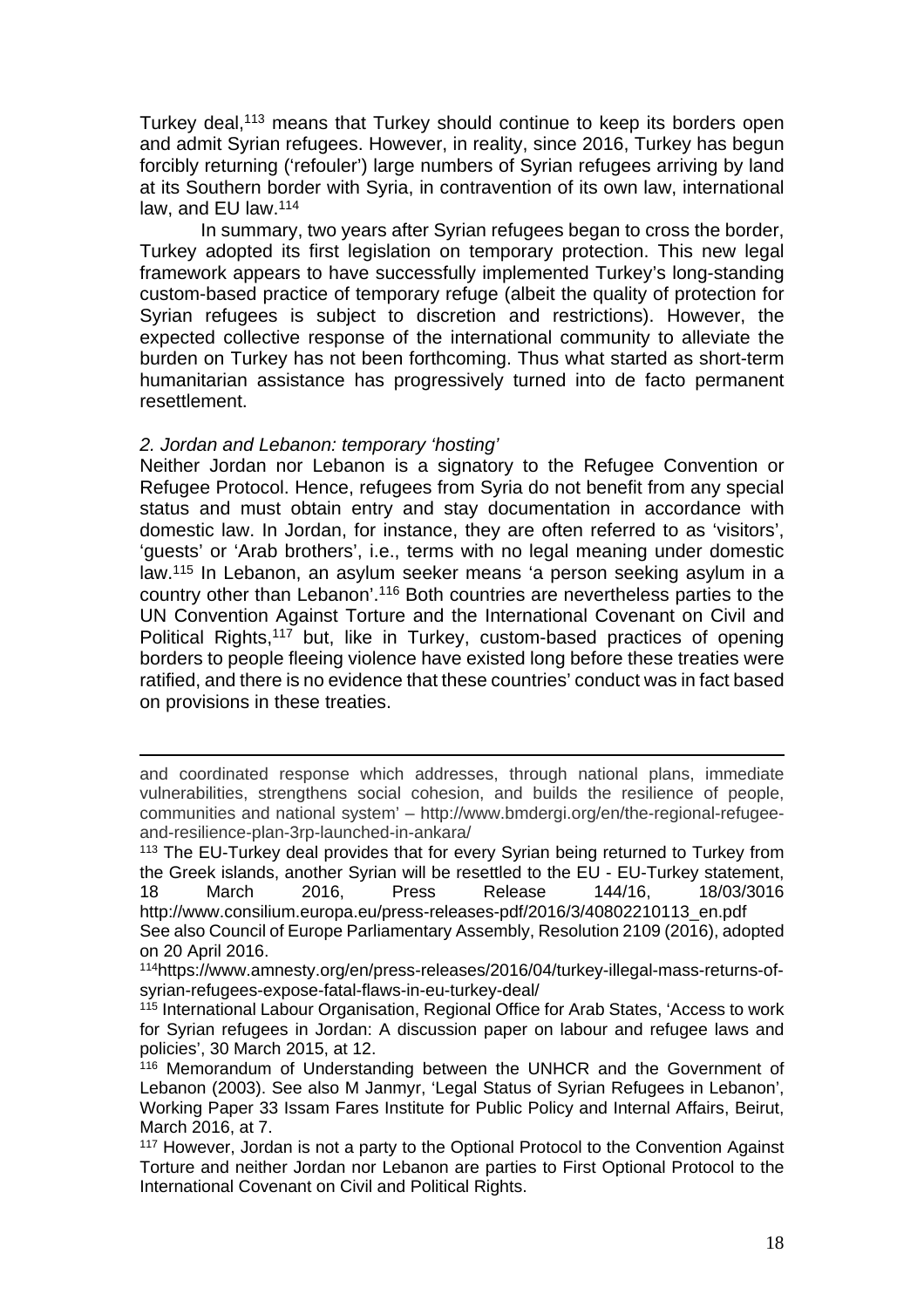Turkey deal,[113] means that Turkey should continue to keep its borders open and admit Syrian refugees. However, in reality, since 2016, Turkey has begun forcibly returning ('refouler') large numbers of Syrian refugees arriving by land at its Southern border with Syria, in contravention of its own law, international law, and EU law.[114]

In summary, two years after Syrian refugees began to cross the border, Turkey adopted its first legislation on temporary protection. This new legal framework appears to have successfully implemented Turkey's long-standing custom-based practice of temporary refuge (albeit the quality of protection for Syrian refugees is subject to discretion and restrictions). However, the expected collective response of the international community to alleviate the burden on Turkey has not been forthcoming. Thus what started as short-term humanitarian assistance has progressively turned into de facto permanent resettlement.

*2. Jordan and Lebanon: temporary 'hosting'*

Neither Jordan nor Lebanon is a signatory to the Refugee Convention or Refugee Protocol. Hence, refugees from Syria do not benefit from any special status and must obtain entry and stay documentation in accordance with domestic law. In Jordan, for instance, they are often referred to as 'visitors', 'guests' or 'Arab brothers', i.e., terms with no legal meaning under domestic law.[115] In Lebanon, an asylum seeker means 'a person seeking asylum in a country other than Lebanon'.[116] Both countries are nevertheless parties to the UN Convention Against Torture and the International Covenant on Civil and Political Rights,[117] but, like in Turkey, custom-based practices of opening borders to people fleeing violence have existed long before these treaties were ratified, and there is no evidence that these countries' conduct was in fact based on provisions in these treaties.

---

and coordinated response which addresses, through national plans, immediate vulnerabilities, strengthens social cohesion, and builds the resilience of people, communities and national system' – http://www.bmdergi.org/en/the-regional-refugee-and-resilience-plan-3rp-launched-in-ankara/

[113] The EU-Turkey deal provides that for every Syrian being returned to Turkey from the Greek islands, another Syrian will be resettled to the EU - EU-Turkey statement, 18 March 2016, Press Release 144/16, 18/03/3016 http://www.consilium.europa.eu/press-releases-pdf/2016/3/40802210113_en.pdf See also Council of Europe Parliamentary Assembly, Resolution 2109 (2016), adopted on 20 April 2016.

[114] https://www.amnesty.org/en/press-releases/2016/04/turkey-illegal-mass-returns-of-syrian-refugees-expose-fatal-flaws-in-eu-turkey-deal/

[115] International Labour Organisation, Regional Office for Arab States, 'Access to work for Syrian refugees in Jordan: A discussion paper on labour and refugee laws and policies', 30 March 2015, at 12.

[116] Memorandum of Understanding between the UNHCR and the Government of Lebanon (2003). See also M Janmyr, 'Legal Status of Syrian Refugees in Lebanon', Working Paper 33 Issam Fares Institute for Public Policy and Internal Affairs, Beirut, March 2016, at 7.

[117] However, Jordan is not a party to the Optional Protocol to the Convention Against Torture and neither Jordan nor Lebanon are parties to First Optional Protocol to the International Covenant on Civil and Political Rights.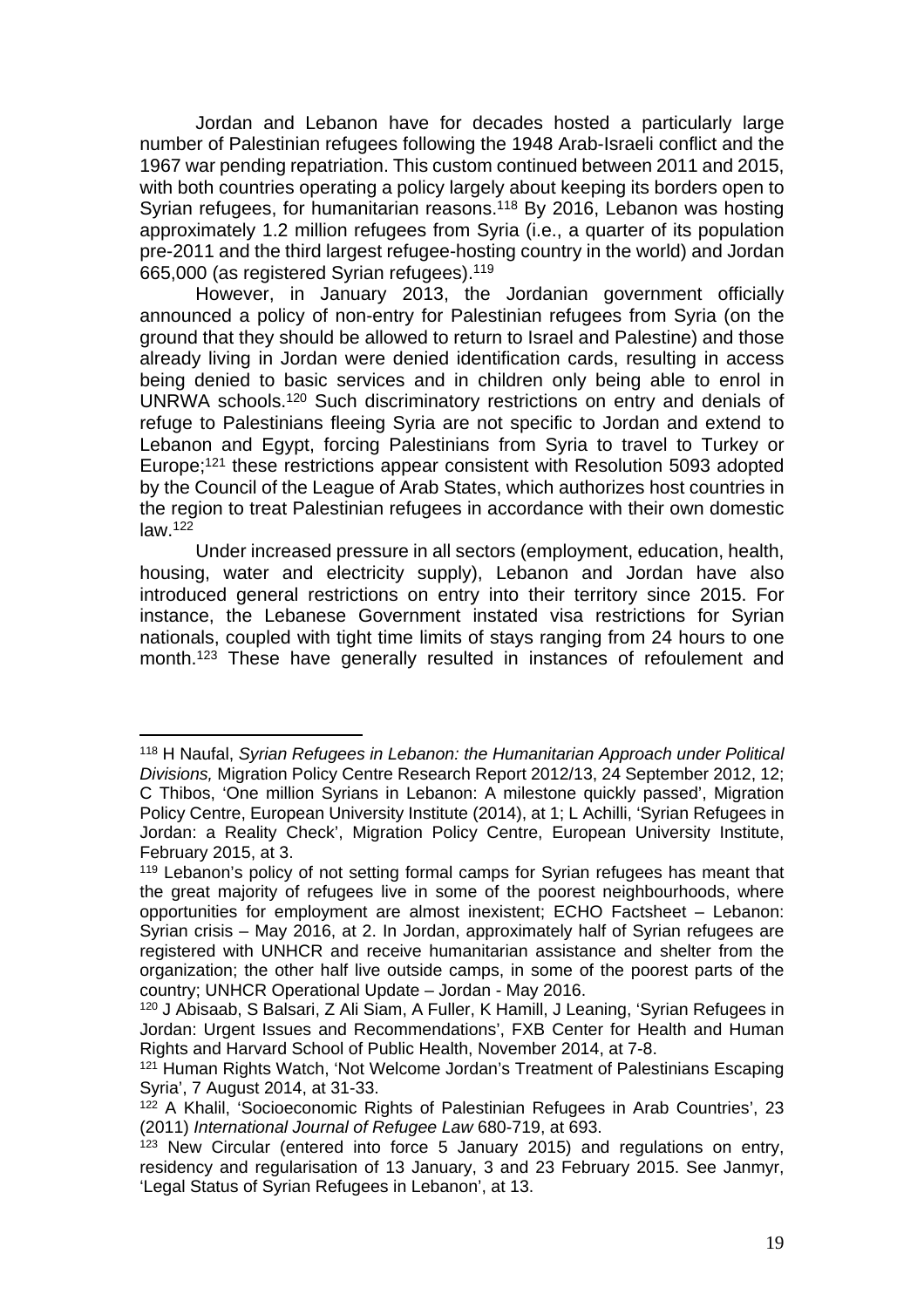Jordan and Lebanon have for decades hosted a particularly large number of Palestinian refugees following the 1948 Arab-Israeli conflict and the 1967 war pending repatriation. This custom continued between 2011 and 2015, with both countries operating a policy largely about keeping its borders open to Syrian refugees, for humanitarian reasons.[118] By 2016, Lebanon was hosting approximately 1.2 million refugees from Syria (i.e., a quarter of its population pre-2011 and the third largest refugee-hosting country in the world) and Jordan 665,000 (as registered Syrian refugees).[119]

However, in January 2013, the Jordanian government officially announced a policy of non-entry for Palestinian refugees from Syria (on the ground that they should be allowed to return to Israel and Palestine) and those already living in Jordan were denied identification cards, resulting in access being denied to basic services and in children only being able to enrol in UNRWA schools.[120] Such discriminatory restrictions on entry and denials of refuge to Palestinians fleeing Syria are not specific to Jordan and extend to Lebanon and Egypt, forcing Palestinians from Syria to travel to Turkey or Europe;[121] these restrictions appear consistent with Resolution 5093 adopted by the Council of the League of Arab States, which authorizes host countries in the region to treat Palestinian refugees in accordance with their own domestic law.[122]

Under increased pressure in all sectors (employment, education, health, housing, water and electricity supply), Lebanon and Jordan have also introduced general restrictions on entry into their territory since 2015. For instance, the Lebanese Government instated visa restrictions for Syrian nationals, coupled with tight time limits of stays ranging from 24 hours to one month.[123] These have generally resulted in instances of refoulement and

---

[118] H Naufal, *Syrian Refugees in Lebanon: the Humanitarian Approach under Political Divisions,* Migration Policy Centre Research Report 2012/13, 24 September 2012, 12; C Thibos, 'One million Syrians in Lebanon: A milestone quickly passed', Migration Policy Centre, European University Institute (2014), at 1; L Achilli, 'Syrian Refugees in Jordan: a Reality Check', Migration Policy Centre, European University Institute, February 2015, at 3.

[119] Lebanon's policy of not setting formal camps for Syrian refugees has meant that the great majority of refugees live in some of the poorest neighbourhoods, where opportunities for employment are almost inexistent; ECHO Factsheet – Lebanon: Syrian crisis – May 2016, at 2. In Jordan, approximately half of Syrian refugees are registered with UNHCR and receive humanitarian assistance and shelter from the organization; the other half live outside camps, in some of the poorest parts of the country; UNHCR Operational Update – Jordan - May 2016.

[120] J Abisaab, S Balsari, Z Ali Siam, A Fuller, K Hamill, J Leaning, 'Syrian Refugees in Jordan: Urgent Issues and Recommendations', FXB Center for Health and Human Rights and Harvard School of Public Health, November 2014, at 7-8.

[121] Human Rights Watch, 'Not Welcome Jordan's Treatment of Palestinians Escaping Syria', 7 August 2014, at 31-33.

[122] A Khalil, 'Socioeconomic Rights of Palestinian Refugees in Arab Countries', 23 (2011) *International Journal of Refugee Law* 680-719, at 693.

[123] New Circular (entered into force 5 January 2015) and regulations on entry, residency and regularisation of 13 January, 3 and 23 February 2015. See Janmyr, 'Legal Status of Syrian Refugees in Lebanon', at 13.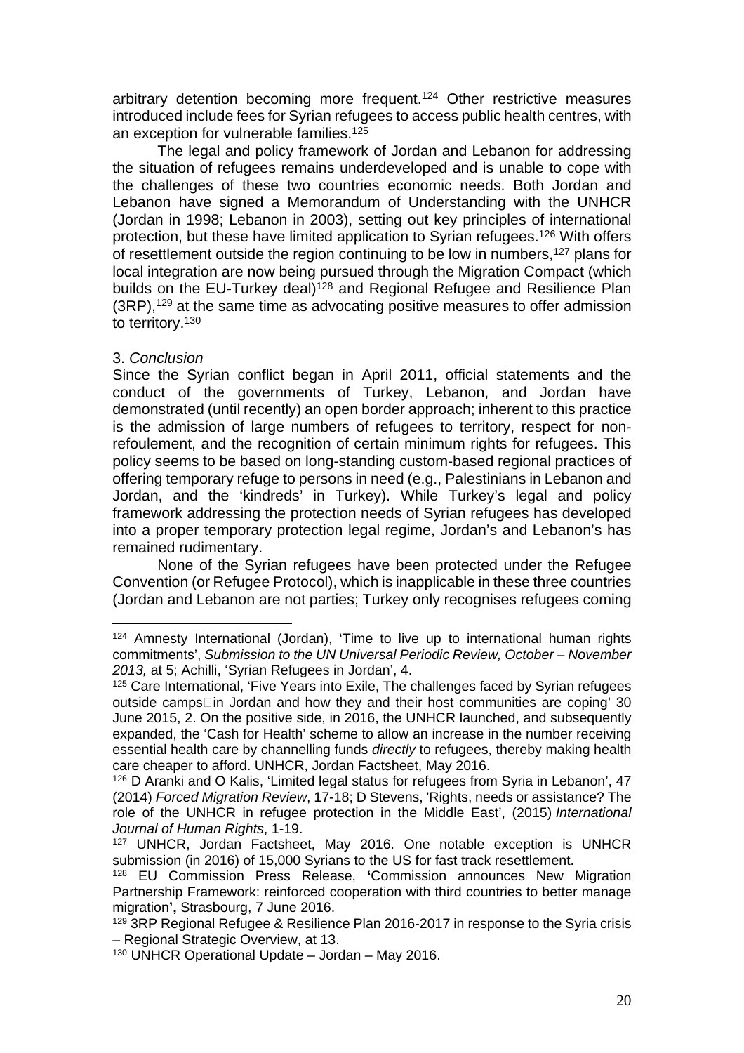arbitrary detention becoming more frequent.[124] Other restrictive measures introduced include fees for Syrian refugees to access public health centres, with an exception for vulnerable families.[125]

The legal and policy framework of Jordan and Lebanon for addressing the situation of refugees remains underdeveloped and is unable to cope with the challenges of these two countries economic needs. Both Jordan and Lebanon have signed a Memorandum of Understanding with the UNHCR (Jordan in 1998; Lebanon in 2003), setting out key principles of international protection, but these have limited application to Syrian refugees.[126] With offers of resettlement outside the region continuing to be low in numbers,[127] plans for local integration are now being pursued through the Migration Compact (which builds on the EU-Turkey deal)[128] and Regional Refugee and Resilience Plan (3RP),[129] at the same time as advocating positive measures to offer admission to territory.[130]

3. *Conclusion*

Since the Syrian conflict began in April 2011, official statements and the conduct of the governments of Turkey, Lebanon, and Jordan have demonstrated (until recently) an open border approach; inherent to this practice is the admission of large numbers of refugees to territory, respect for non-refoulement, and the recognition of certain minimum rights for refugees. This policy seems to be based on long-standing custom-based regional practices of offering temporary refuge to persons in need (e.g., Palestinians in Lebanon and Jordan, and the 'kindreds' in Turkey). While Turkey's legal and policy framework addressing the protection needs of Syrian refugees has developed into a proper temporary protection legal regime, Jordan's and Lebanon's has remained rudimentary.

None of the Syrian refugees have been protected under the Refugee Convention (or Refugee Protocol), which is inapplicable in these three countries (Jordan and Lebanon are not parties; Turkey only recognises refugees coming

---

[124] Amnesty International (Jordan), 'Time to live up to international human rights commitments', *Submission to the UN Universal Periodic Review, October – November 2013,* at 5; Achilli, 'Syrian Refugees in Jordan', 4.

[125] Care International, 'Five Years into Exile, The challenges faced by Syrian refugees outside camps in Jordan and how they and their host communities are coping' 30 June 2015, 2. On the positive side, in 2016, the UNHCR launched, and subsequently expanded, the 'Cash for Health' scheme to allow an increase in the number receiving essential health care by channelling funds *directly* to refugees, thereby making health care cheaper to afford. UNHCR, Jordan Factsheet, May 2016.

[126] D Aranki and O Kalis, 'Limited legal status for refugees from Syria in Lebanon', 47 (2014) *Forced Migration Review*, 17-18; D Stevens, 'Rights, needs or assistance? The role of the UNHCR in refugee protection in the Middle East', (2015) *International Journal of Human Rights*, 1-19.

[127] UNHCR, Jordan Factsheet, May 2016. One notable exception is UNHCR submission (in 2016) of 15,000 Syrians to the US for fast track resettlement.

[128] EU Commission Press Release, **'**Commission announces New Migration Partnership Framework: reinforced cooperation with third countries to better manage migration**',** Strasbourg, 7 June 2016.

[129] 3RP Regional Refugee & Resilience Plan 2016-2017 in response to the Syria crisis – Regional Strategic Overview, at 13.

[130] UNHCR Operational Update – Jordan – May 2016.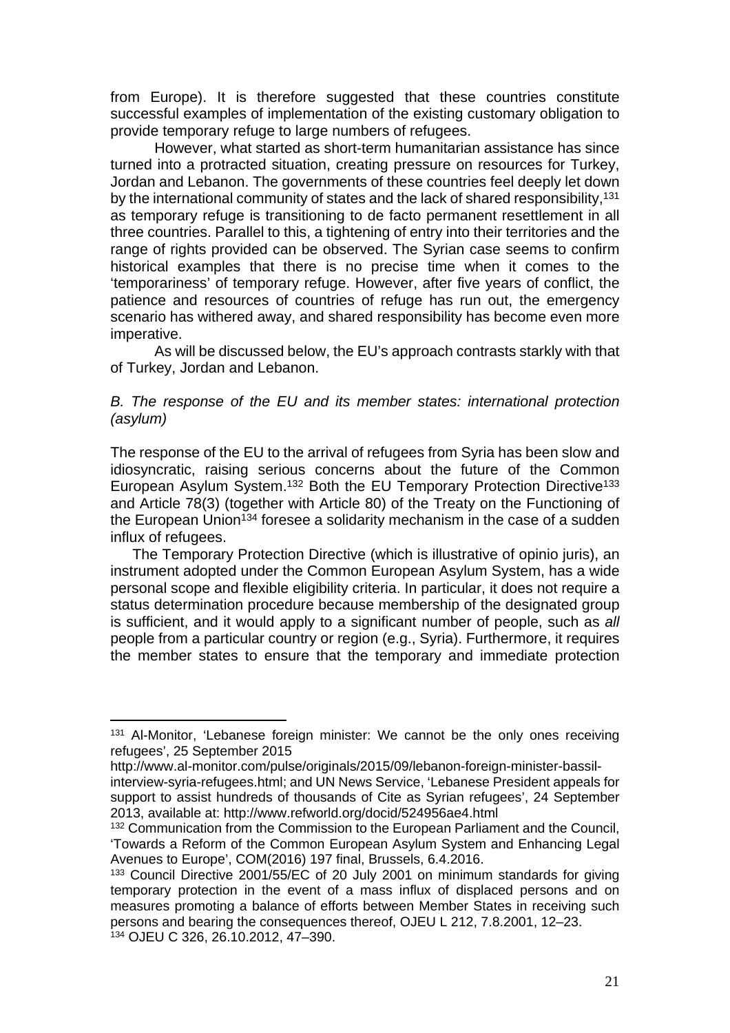from Europe). It is therefore suggested that these countries constitute successful examples of implementation of the existing customary obligation to provide temporary refuge to large numbers of refugees.

However, what started as short-term humanitarian assistance has since turned into a protracted situation, creating pressure on resources for Turkey, Jordan and Lebanon. The governments of these countries feel deeply let down by the international community of states and the lack of shared responsibility,[131] as temporary refuge is transitioning to de facto permanent resettlement in all three countries. Parallel to this, a tightening of entry into their territories and the range of rights provided can be observed. The Syrian case seems to confirm historical examples that there is no precise time when it comes to the 'temporariness' of temporary refuge. However, after five years of conflict, the patience and resources of countries of refuge has run out, the emergency scenario has withered away, and shared responsibility has become even more imperative.

As will be discussed below, the EU's approach contrasts starkly with that of Turkey, Jordan and Lebanon.

*B. The response of the EU and its member states: international protection (asylum)*

The response of the EU to the arrival of refugees from Syria has been slow and idiosyncratic, raising serious concerns about the future of the Common European Asylum System.[132] Both the EU Temporary Protection Directive[133] and Article 78(3) (together with Article 80) of the Treaty on the Functioning of the European Union[134] foresee a solidarity mechanism in the case of a sudden influx of refugees.

The Temporary Protection Directive (which is illustrative of opinio juris), an instrument adopted under the Common European Asylum System, has a wide personal scope and flexible eligibility criteria. In particular, it does not require a status determination procedure because membership of the designated group is sufficient, and it would apply to a significant number of people, such as *all* people from a particular country or region (e.g., Syria). Furthermore, it requires the member states to ensure that the temporary and immediate protection

---

[131] Al-Monitor, 'Lebanese foreign minister: We cannot be the only ones receiving refugees', 25 September 2015 http://www.al-monitor.com/pulse/originals/2015/09/lebanon-foreign-minister-bassil-interview-syria-refugees.html; and UN News Service, 'Lebanese President appeals for support to assist hundreds of thousands of Cite as Syrian refugees', 24 September 2013, available at: http://www.refworld.org/docid/524956ae4.html

[132] Communication from the Commission to the European Parliament and the Council, 'Towards a Reform of the Common European Asylum System and Enhancing Legal Avenues to Europe', COM(2016) 197 final, Brussels, 6.4.2016.

[133] Council Directive 2001/55/EC of 20 July 2001 on minimum standards for giving temporary protection in the event of a mass influx of displaced persons and on measures promoting a balance of efforts between Member States in receiving such persons and bearing the consequences thereof, OJEU L 212, 7.8.2001, 12–23.

[134] OJEU C 326, 26.10.2012, 47–390.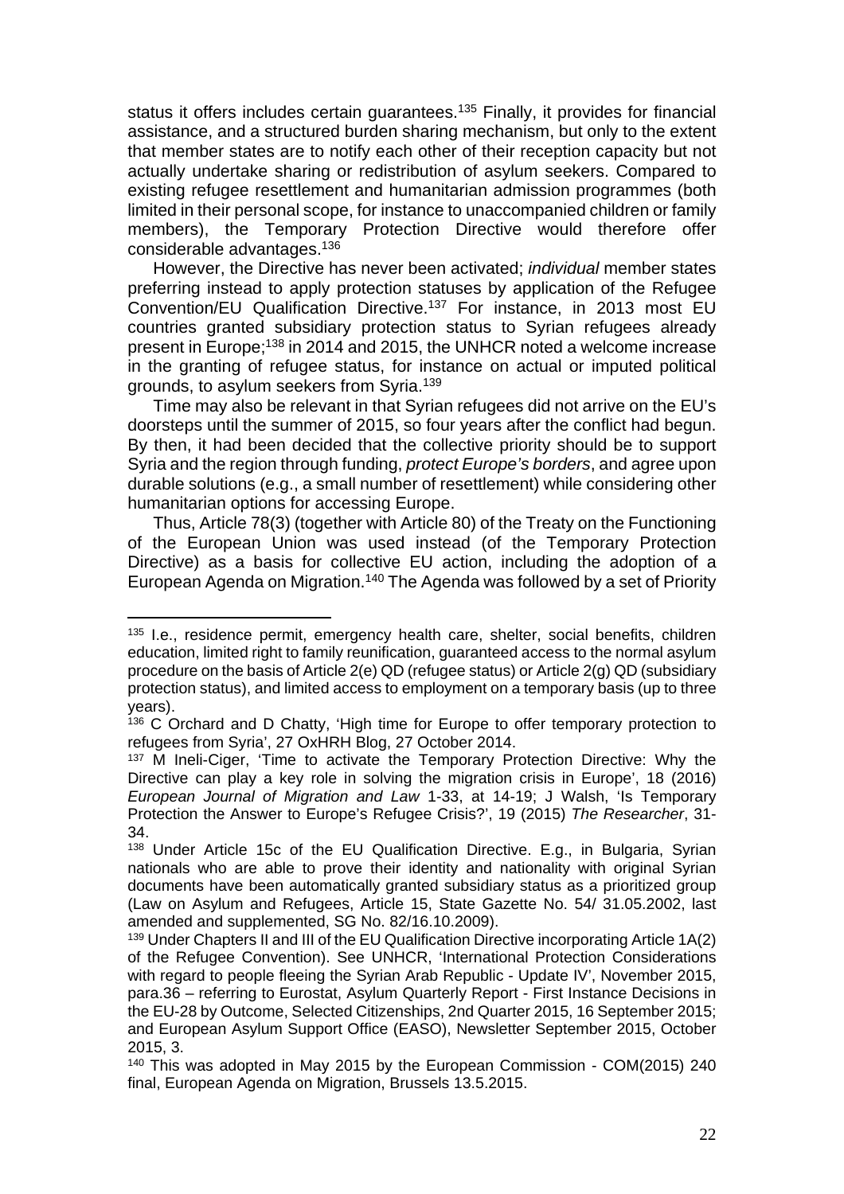status it offers includes certain guarantees.[135] Finally, it provides for financial assistance, and a structured burden sharing mechanism, but only to the extent that member states are to notify each other of their reception capacity but not actually undertake sharing or redistribution of asylum seekers. Compared to existing refugee resettlement and humanitarian admission programmes (both limited in their personal scope, for instance to unaccompanied children or family members), the Temporary Protection Directive would therefore offer considerable advantages.[136]

However, the Directive has never been activated; *individual* member states preferring instead to apply protection statuses by application of the Refugee Convention/EU Qualification Directive.[137] For instance, in 2013 most EU countries granted subsidiary protection status to Syrian refugees already present in Europe;[138] in 2014 and 2015, the UNHCR noted a welcome increase in the granting of refugee status, for instance on actual or imputed political grounds, to asylum seekers from Syria.[139]

Time may also be relevant in that Syrian refugees did not arrive on the EU's doorsteps until the summer of 2015, so four years after the conflict had begun. By then, it had been decided that the collective priority should be to support Syria and the region through funding, *protect Europe's borders*, and agree upon durable solutions (e.g., a small number of resettlement) while considering other humanitarian options for accessing Europe.

Thus, Article 78(3) (together with Article 80) of the Treaty on the Functioning of the European Union was used instead (of the Temporary Protection Directive) as a basis for collective EU action, including the adoption of a European Agenda on Migration.[140] The Agenda was followed by a set of Priority

---

[135] I.e., residence permit, emergency health care, shelter, social benefits, children education, limited right to family reunification, guaranteed access to the normal asylum procedure on the basis of Article 2(e) QD (refugee status) or Article 2(g) QD (subsidiary protection status), and limited access to employment on a temporary basis (up to three years).

[136] C Orchard and D Chatty, 'High time for Europe to offer temporary protection to refugees from Syria', 27 OxHRH Blog, 27 October 2014.

[137] M Ineli-Ciger, 'Time to activate the Temporary Protection Directive: Why the Directive can play a key role in solving the migration crisis in Europe', 18 (2016) *European Journal of Migration and Law* 1-33, at 14-19; J Walsh, 'Is Temporary Protection the Answer to Europe's Refugee Crisis?', 19 (2015) *The Researcher*, 31-34.

[138] Under Article 15c of the EU Qualification Directive. E.g., in Bulgaria, Syrian nationals who are able to prove their identity and nationality with original Syrian documents have been automatically granted subsidiary status as a prioritized group (Law on Asylum and Refugees, Article 15, State Gazette No. 54/ 31.05.2002, last amended and supplemented, SG No. 82/16.10.2009).

[139] Under Chapters II and III of the EU Qualification Directive incorporating Article 1A(2) of the Refugee Convention). See UNHCR, 'International Protection Considerations with regard to people fleeing the Syrian Arab Republic - Update IV', November 2015, para.36 – referring to Eurostat, Asylum Quarterly Report - First Instance Decisions in the EU-28 by Outcome, Selected Citizenships, 2nd Quarter 2015, 16 September 2015; and European Asylum Support Office (EASO), Newsletter September 2015, October 2015, 3.

[140] This was adopted in May 2015 by the European Commission - COM(2015) 240 final, European Agenda on Migration, Brussels 13.5.2015.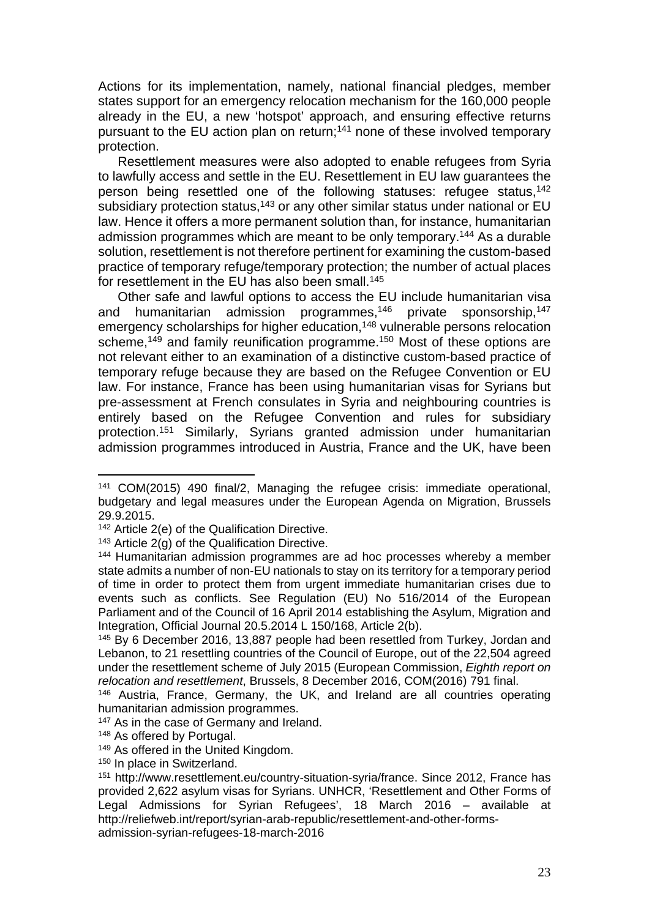Actions for its implementation, namely, national financial pledges, member states support for an emergency relocation mechanism for the 160,000 people already in the EU, a new 'hotspot' approach, and ensuring effective returns pursuant to the EU action plan on return;[141] none of these involved temporary protection.

Resettlement measures were also adopted to enable refugees from Syria to lawfully access and settle in the EU. Resettlement in EU law guarantees the person being resettled one of the following statuses: refugee status,[142] subsidiary protection status,[143] or any other similar status under national or EU law. Hence it offers a more permanent solution than, for instance, humanitarian admission programmes which are meant to be only temporary.[144] As a durable solution, resettlement is not therefore pertinent for examining the custom-based practice of temporary refuge/temporary protection; the number of actual places for resettlement in the EU has also been small.[145]

Other safe and lawful options to access the EU include humanitarian visa and humanitarian admission programmes,[146] private sponsorship,[147] emergency scholarships for higher education,[148] vulnerable persons relocation scheme,[149] and family reunification programme.[150] Most of these options are not relevant either to an examination of a distinctive custom-based practice of temporary refuge because they are based on the Refugee Convention or EU law. For instance, France has been using humanitarian visas for Syrians but pre-assessment at French consulates in Syria and neighbouring countries is entirely based on the Refugee Convention and rules for subsidiary protection.[151] Similarly, Syrians granted admission under humanitarian admission programmes introduced in Austria, France and the UK, have been

---

[141] COM(2015) 490 final/2, Managing the refugee crisis: immediate operational, budgetary and legal measures under the European Agenda on Migration, Brussels 29.9.2015.

[142] Article 2(e) of the Qualification Directive.

[143] Article 2(g) of the Qualification Directive.

[144] Humanitarian admission programmes are ad hoc processes whereby a member state admits a number of non-EU nationals to stay on its territory for a temporary period of time in order to protect them from urgent immediate humanitarian crises due to events such as conflicts. See Regulation (EU) No 516/2014 of the European Parliament and of the Council of 16 April 2014 establishing the Asylum, Migration and Integration, Official Journal 20.5.2014 L 150/168, Article 2(b).

[145] By 6 December 2016, 13,887 people had been resettled from Turkey, Jordan and Lebanon, to 21 resettling countries of the Council of Europe, out of the 22,504 agreed under the resettlement scheme of July 2015 (European Commission, *Eighth report on relocation and resettlement*, Brussels, 8 December 2016, COM(2016) 791 final.

[146] Austria, France, Germany, the UK, and Ireland are all countries operating humanitarian admission programmes.

[147] As in the case of Germany and Ireland.

[148] As offered by Portugal.

[149] As offered in the United Kingdom.

[150] In place in Switzerland.

[151] http://www.resettlement.eu/country-situation-syria/france. Since 2012, France has provided 2,622 asylum visas for Syrians. UNHCR, 'Resettlement and Other Forms of Legal Admissions for Syrian Refugees', 18 March 2016 – available at http://reliefweb.int/report/syrian-arab-republic/resettlement-and-other-forms-admission-syrian-refugees-18-march-2016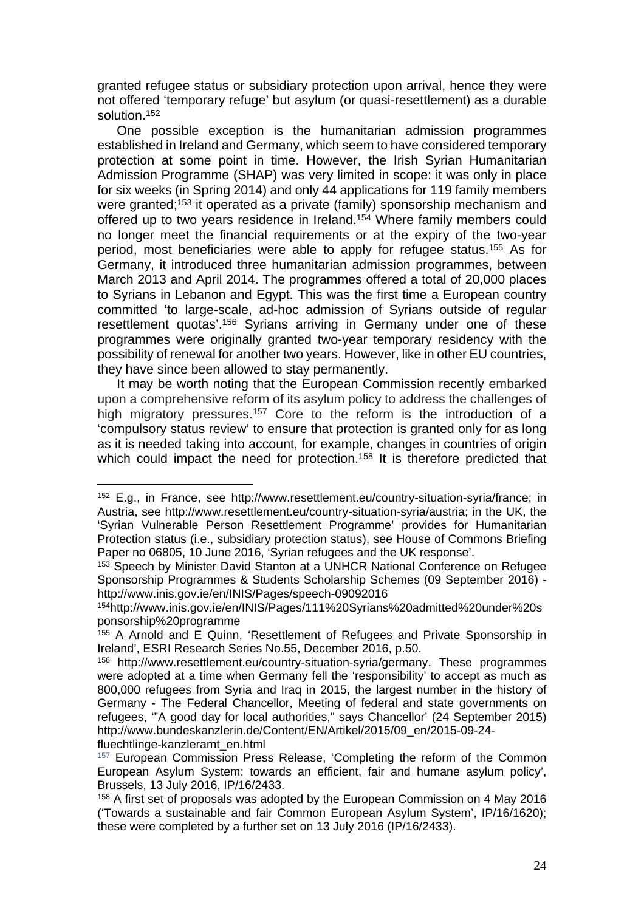granted refugee status or subsidiary protection upon arrival, hence they were not offered 'temporary refuge' but asylum (or quasi-resettlement) as a durable solution.[152]

One possible exception is the humanitarian admission programmes established in Ireland and Germany, which seem to have considered temporary protection at some point in time. However, the Irish Syrian Humanitarian Admission Programme (SHAP) was very limited in scope: it was only in place for six weeks (in Spring 2014) and only 44 applications for 119 family members were granted;[153] it operated as a private (family) sponsorship mechanism and offered up to two years residence in Ireland.[154] Where family members could no longer meet the financial requirements or at the expiry of the two-year period, most beneficiaries were able to apply for refugee status.[155] As for Germany, it introduced three humanitarian admission programmes, between March 2013 and April 2014. The programmes offered a total of 20,000 places to Syrians in Lebanon and Egypt. This was the first time a European country committed 'to large-scale, ad-hoc admission of Syrians outside of regular resettlement quotas'.[156] Syrians arriving in Germany under one of these programmes were originally granted two-year temporary residency with the possibility of renewal for another two years. However, like in other EU countries, they have since been allowed to stay permanently.

It may be worth noting that the European Commission recently embarked upon a comprehensive reform of its asylum policy to address the challenges of high migratory pressures.[157] Core to the reform is the introduction of a 'compulsory status review' to ensure that protection is granted only for as long as it is needed taking into account, for example, changes in countries of origin which could impact the need for protection.[158] It is therefore predicted that

---

[152] E.g., in France, see http://www.resettlement.eu/country-situation-syria/france; in Austria, see http://www.resettlement.eu/country-situation-syria/austria; in the UK, the 'Syrian Vulnerable Person Resettlement Programme' provides for Humanitarian Protection status (i.e., subsidiary protection status), see House of Commons Briefing Paper no 06805, 10 June 2016, 'Syrian refugees and the UK response'.

[153] Speech by Minister David Stanton at a UNHCR National Conference on Refugee Sponsorship Programmes & Students Scholarship Schemes (09 September 2016) - http://www.inis.gov.ie/en/INIS/Pages/speech-09092016

[154] http://www.inis.gov.ie/en/INIS/Pages/111%20Syrians%20admitted%20under%20sponsorship%20programme

[155] A Arnold and E Quinn, 'Resettlement of Refugees and Private Sponsorship in Ireland', ESRI Research Series No.55, December 2016, p.50.

[156] http://www.resettlement.eu/country-situation-syria/germany. These programmes were adopted at a time when Germany fell the 'responsibility' to accept as much as 800,000 refugees from Syria and Iraq in 2015, the largest number in the history of Germany - The Federal Chancellor, Meeting of federal and state governments on refugees, '"A good day for local authorities," says Chancellor' (24 September 2015) http://www.bundeskanzlerin.de/Content/EN/Artikel/2015/09_en/2015-09-24-fluechtlinge-kanzleramt_en.html

[157] European Commission Press Release, 'Completing the reform of the Common European Asylum System: towards an efficient, fair and humane asylum policy', Brussels, 13 July 2016, IP/16/2433.

[158] A first set of proposals was adopted by the European Commission on 4 May 2016 ('Towards a sustainable and fair Common European Asylum System', IP/16/1620); these were completed by a further set on 13 July 2016 (IP/16/2433).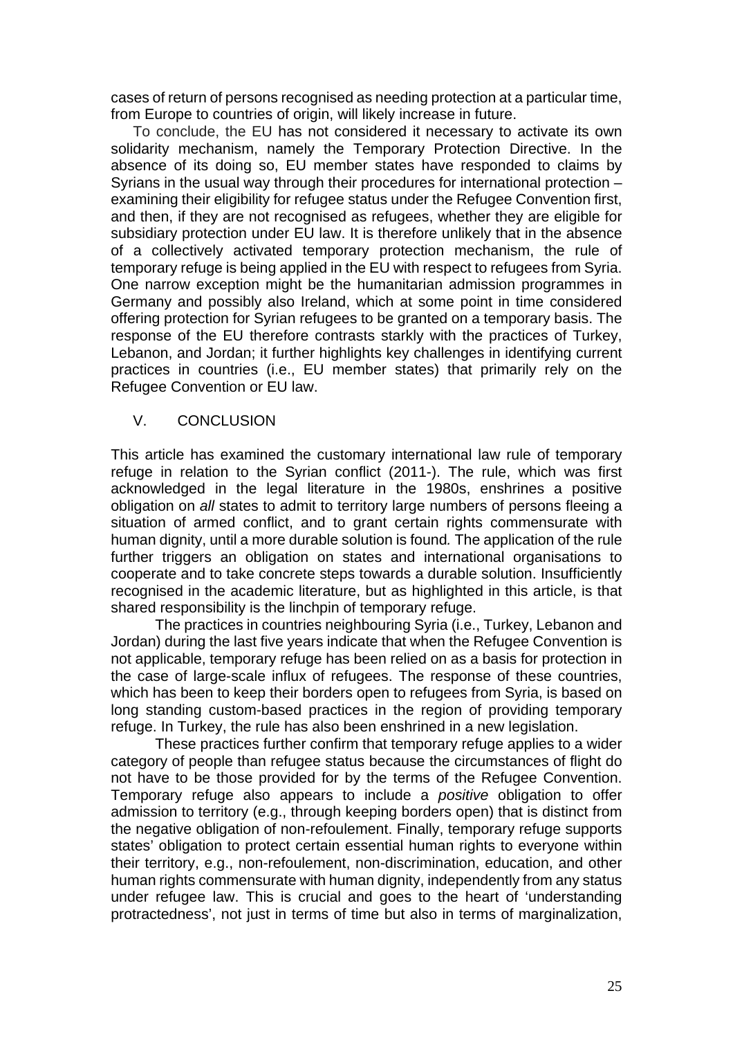cases of return of persons recognised as needing protection at a particular time, from Europe to countries of origin, will likely increase in future.

To conclude, the EU has not considered it necessary to activate its own solidarity mechanism, namely the Temporary Protection Directive. In the absence of its doing so, EU member states have responded to claims by Syrians in the usual way through their procedures for international protection – examining their eligibility for refugee status under the Refugee Convention first, and then, if they are not recognised as refugees, whether they are eligible for subsidiary protection under EU law. It is therefore unlikely that in the absence of a collectively activated temporary protection mechanism, the rule of temporary refuge is being applied in the EU with respect to refugees from Syria. One narrow exception might be the humanitarian admission programmes in Germany and possibly also Ireland, which at some point in time considered offering protection for Syrian refugees to be granted on a temporary basis. The response of the EU therefore contrasts starkly with the practices of Turkey, Lebanon, and Jordan; it further highlights key challenges in identifying current practices in countries (i.e., EU member states) that primarily rely on the Refugee Convention or EU law.

## V. CONCLUSION

This article has examined the customary international law rule of temporary refuge in relation to the Syrian conflict (2011-). The rule, which was first acknowledged in the legal literature in the 1980s, enshrines a positive obligation on *all* states to admit to territory large numbers of persons fleeing a situation of armed conflict, and to grant certain rights commensurate with human dignity, until a more durable solution is found. The application of the rule further triggers an obligation on states and international organisations to cooperate and to take concrete steps towards a durable solution. Insufficiently recognised in the academic literature, but as highlighted in this article, is that shared responsibility is the linchpin of temporary refuge.

The practices in countries neighbouring Syria (i.e., Turkey, Lebanon and Jordan) during the last five years indicate that when the Refugee Convention is not applicable, temporary refuge has been relied on as a basis for protection in the case of large-scale influx of refugees. The response of these countries, which has been to keep their borders open to refugees from Syria, is based on long standing custom-based practices in the region of providing temporary refuge. In Turkey, the rule has also been enshrined in a new legislation.

These practices further confirm that temporary refuge applies to a wider category of people than refugee status because the circumstances of flight do not have to be those provided for by the terms of the Refugee Convention. Temporary refuge also appears to include a *positive* obligation to offer admission to territory (e.g., through keeping borders open) that is distinct from the negative obligation of non-refoulement. Finally, temporary refuge supports states' obligation to protect certain essential human rights to everyone within their territory, e.g., non-refoulement, non-discrimination, education, and other human rights commensurate with human dignity, independently from any status under refugee law. This is crucial and goes to the heart of 'understanding protractedness', not just in terms of time but also in terms of marginalization,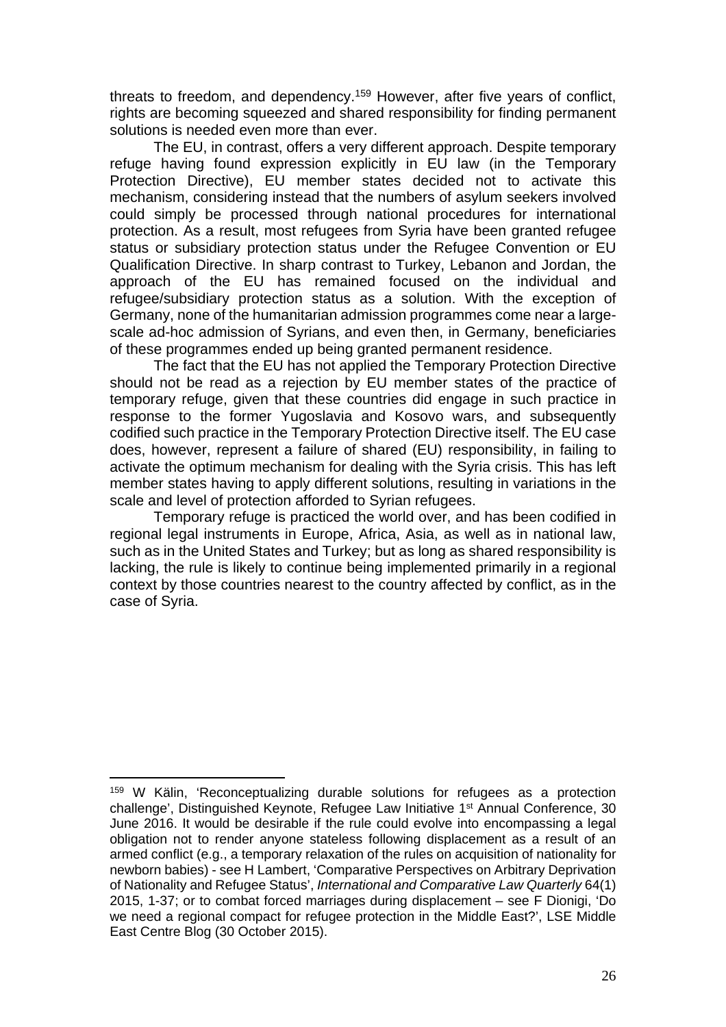threats to freedom, and dependency.[159] However, after five years of conflict, rights are becoming squeezed and shared responsibility for finding permanent solutions is needed even more than ever.

The EU, in contrast, offers a very different approach. Despite temporary refuge having found expression explicitly in EU law (in the Temporary Protection Directive), EU member states decided not to activate this mechanism, considering instead that the numbers of asylum seekers involved could simply be processed through national procedures for international protection. As a result, most refugees from Syria have been granted refugee status or subsidiary protection status under the Refugee Convention or EU Qualification Directive. In sharp contrast to Turkey, Lebanon and Jordan, the approach of the EU has remained focused on the individual and refugee/subsidiary protection status as a solution. With the exception of Germany, none of the humanitarian admission programmes come near a large-scale ad-hoc admission of Syrians, and even then, in Germany, beneficiaries of these programmes ended up being granted permanent residence.

The fact that the EU has not applied the Temporary Protection Directive should not be read as a rejection by EU member states of the practice of temporary refuge, given that these countries did engage in such practice in response to the former Yugoslavia and Kosovo wars, and subsequently codified such practice in the Temporary Protection Directive itself. The EU case does, however, represent a failure of shared (EU) responsibility, in failing to activate the optimum mechanism for dealing with the Syria crisis. This has left member states having to apply different solutions, resulting in variations in the scale and level of protection afforded to Syrian refugees.

Temporary refuge is practiced the world over, and has been codified in regional legal instruments in Europe, Africa, Asia, as well as in national law, such as in the United States and Turkey; but as long as shared responsibility is lacking, the rule is likely to continue being implemented primarily in a regional context by those countries nearest to the country affected by conflict, as in the case of Syria.

---

[159] W Kälin, 'Reconceptualizing durable solutions for refugees as a protection challenge', Distinguished Keynote, Refugee Law Initiative 1st Annual Conference, 30 June 2016. It would be desirable if the rule could evolve into encompassing a legal obligation not to render anyone stateless following displacement as a result of an armed conflict (e.g., a temporary relaxation of the rules on acquisition of nationality for newborn babies) - see H Lambert, 'Comparative Perspectives on Arbitrary Deprivation of Nationality and Refugee Status', *International and Comparative Law Quarterly* 64(1) 2015, 1-37; or to combat forced marriages during displacement – see F Dionigi, 'Do we need a regional compact for refugee protection in the Middle East?', LSE Middle East Centre Blog (30 October 2015).